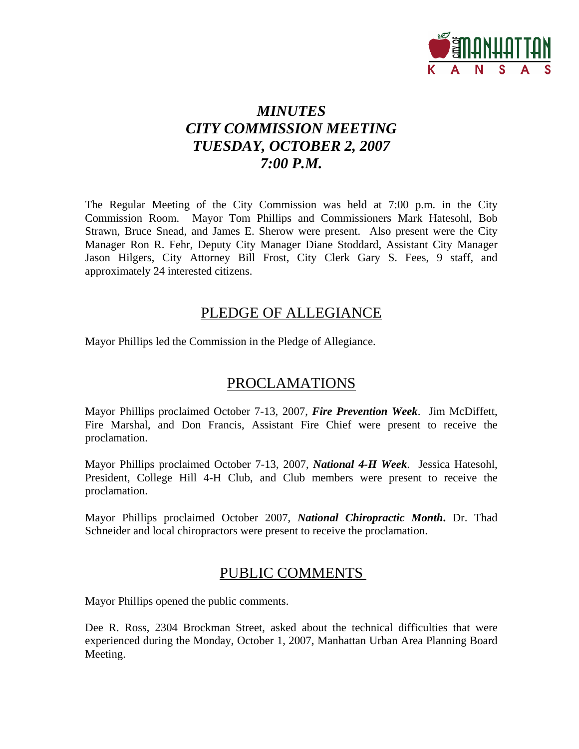# *MINUTES*
# *CITY COMMISSION MEETING*
# *TUESDAY, OCTOBER 2, 2007*
# *7:00 P.M.*

The Regular Meeting of the City Commission was held at 7:00 p.m. in the City Commission Room. Mayor Tom Phillips and Commissioners Mark Hatesohl, Bob Strawn, Bruce Snead, and James E. Sherow were present. Also present were the City Manager Ron R. Fehr, Deputy City Manager Diane Stoddard, Assistant City Manager Jason Hilgers, City Attorney Bill Frost, City Clerk Gary S. Fees, 9 staff, and approximately 24 interested citizens.

## PLEDGE OF ALLEGIANCE

Mayor Phillips led the Commission in the Pledge of Allegiance.

## PROCLAMATIONS

Mayor Phillips proclaimed October 7-13, 2007, ***Fire Prevention Week***. Jim McDiffett, Fire Marshal, and Don Francis, Assistant Fire Chief were present to receive the proclamation.

Mayor Phillips proclaimed October 7-13, 2007, ***National 4-H Week***. Jessica Hatesohl, President, College Hill 4-H Club, and Club members were present to receive the proclamation.

Mayor Phillips proclaimed October 2007, ***National Chiropractic Month***. Dr. Thad Schneider and local chiropractors were present to receive the proclamation.

## PUBLIC COMMENTS

Mayor Phillips opened the public comments.

Dee R. Ross, 2304 Brockman Street, asked about the technical difficulties that were experienced during the Monday, October 1, 2007, Manhattan Urban Area Planning Board Meeting.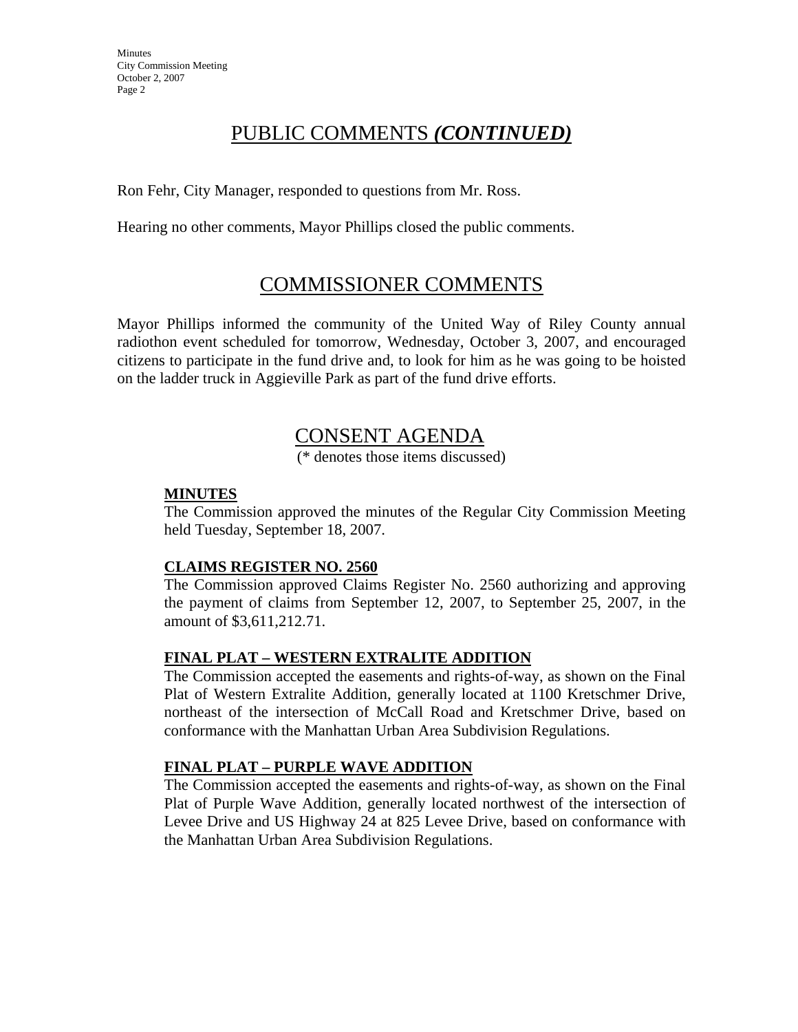## PUBLIC COMMENTS *(CONTINUED)*

Ron Fehr, City Manager, responded to questions from Mr. Ross.

Hearing no other comments, Mayor Phillips closed the public comments.

## COMMISSIONER COMMENTS

Mayor Phillips informed the community of the United Way of Riley County annual radiothon event scheduled for tomorrow, Wednesday, October 3, 2007, and encouraged citizens to participate in the fund drive and, to look for him as he was going to be hoisted on the ladder truck in Aggieville Park as part of the fund drive efforts.

## CONSENT AGENDA

(* denotes those items discussed)

**MINUTES**

The Commission approved the minutes of the Regular City Commission Meeting held Tuesday, September 18, 2007.

**CLAIMS REGISTER NO. 2560**

The Commission approved Claims Register No. 2560 authorizing and approving the payment of claims from September 12, 2007, to September 25, 2007, in the amount of $3,611,212.71.

**FINAL PLAT – WESTERN EXTRALITE ADDITION**

The Commission accepted the easements and rights-of-way, as shown on the Final Plat of Western Extralite Addition, generally located at 1100 Kretschmer Drive, northeast of the intersection of McCall Road and Kretschmer Drive, based on conformance with the Manhattan Urban Area Subdivision Regulations.

**FINAL PLAT – PURPLE WAVE ADDITION**

The Commission accepted the easements and rights-of-way, as shown on the Final Plat of Purple Wave Addition, generally located northwest of the intersection of Levee Drive and US Highway 24 at 825 Levee Drive, based on conformance with the Manhattan Urban Area Subdivision Regulations.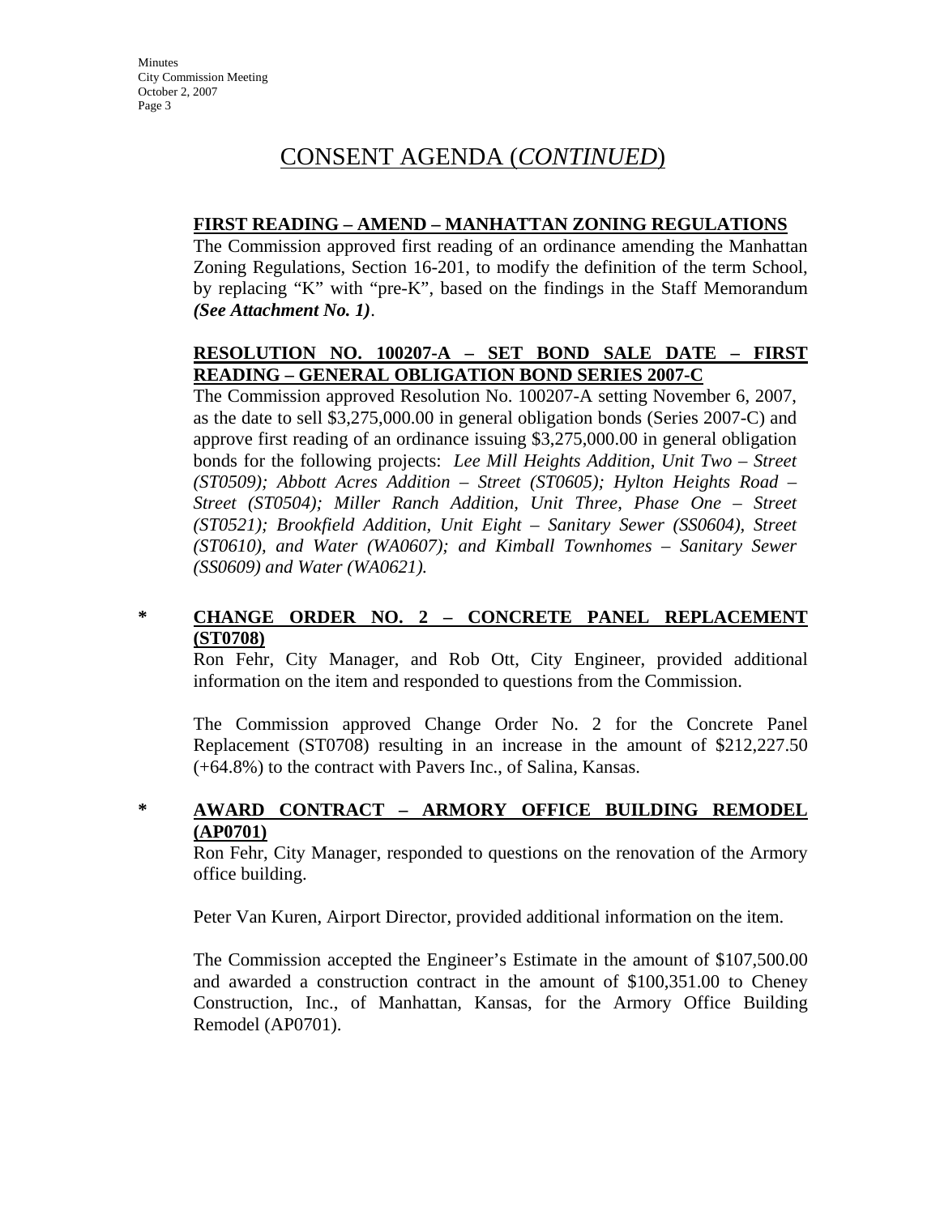# CONSENT AGENDA (*CONTINUED*)

**FIRST READING – AMEND – MANHATTAN ZONING REGULATIONS**

The Commission approved first reading of an ordinance amending the Manhattan Zoning Regulations, Section 16-201, to modify the definition of the term School, by replacing "K" with "pre-K", based on the findings in the Staff Memorandum ***(See Attachment No. 1)***.

**RESOLUTION NO. 100207-A – SET BOND SALE DATE – FIRST READING – GENERAL OBLIGATION BOND SERIES 2007-C**

The Commission approved Resolution No. 100207-A setting November 6, 2007, as the date to sell $3,275,000.00 in general obligation bonds (Series 2007-C) and approve first reading of an ordinance issuing $3,275,000.00 in general obligation bonds for the following projects: *Lee Mill Heights Addition, Unit Two – Street (ST0509); Abbott Acres Addition – Street (ST0605); Hylton Heights Road – Street (ST0504); Miller Ranch Addition, Unit Three, Phase One – Street (ST0521); Brookfield Addition, Unit Eight – Sanitary Sewer (SS0604), Street (ST0610), and Water (WA0607); and Kimball Townhomes – Sanitary Sewer (SS0609) and Water (WA0621).*

\* **CHANGE ORDER NO. 2 – CONCRETE PANEL REPLACEMENT (ST0708)**

Ron Fehr, City Manager, and Rob Ott, City Engineer, provided additional information on the item and responded to questions from the Commission.

The Commission approved Change Order No. 2 for the Concrete Panel Replacement (ST0708) resulting in an increase in the amount of $212,227.50 (+64.8%) to the contract with Pavers Inc., of Salina, Kansas.

\* **AWARD CONTRACT – ARMORY OFFICE BUILDING REMODEL (AP0701)**

Ron Fehr, City Manager, responded to questions on the renovation of the Armory office building.

Peter Van Kuren, Airport Director, provided additional information on the item.

The Commission accepted the Engineer's Estimate in the amount of $107,500.00 and awarded a construction contract in the amount of $100,351.00 to Cheney Construction, Inc., of Manhattan, Kansas, for the Armory Office Building Remodel (AP0701).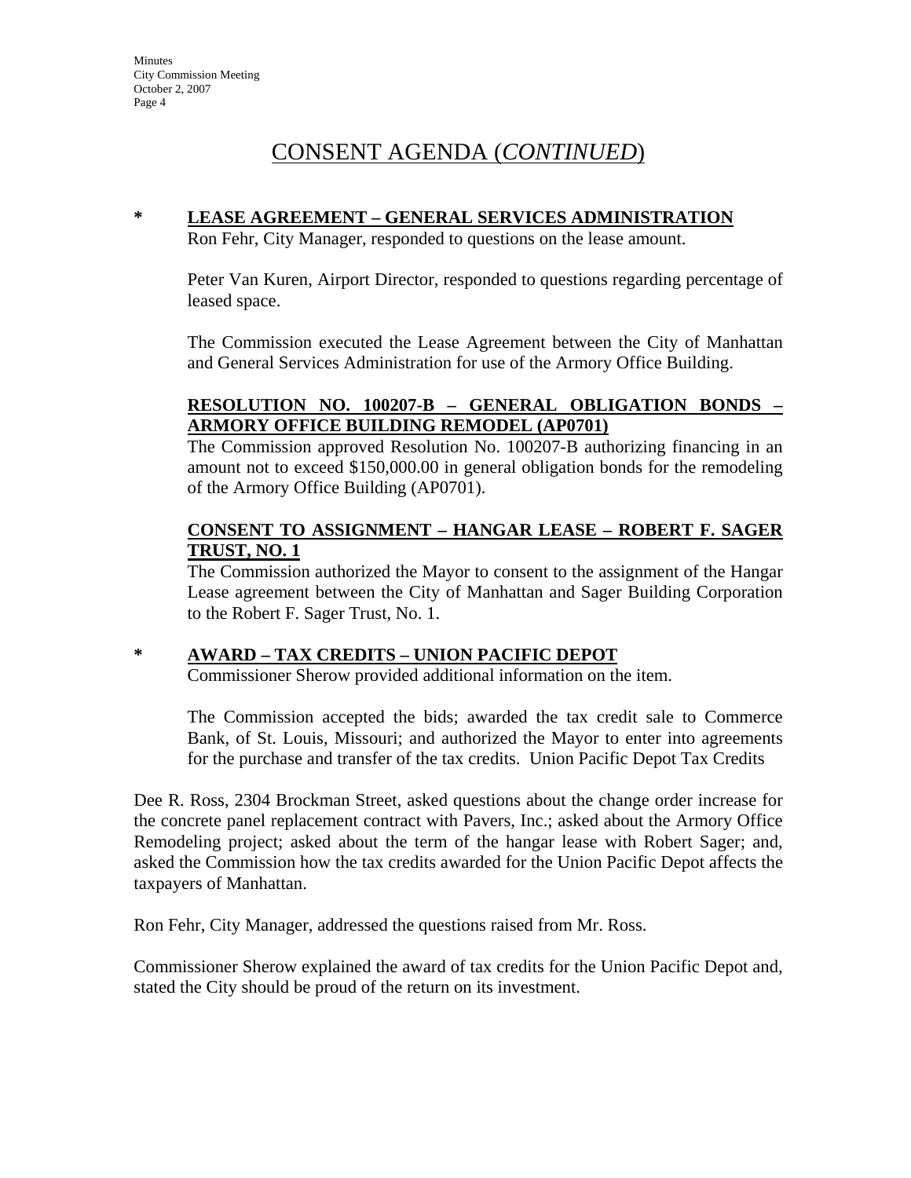# CONSENT AGENDA (*CONTINUED*)

**\* LEASE AGREEMENT – GENERAL SERVICES ADMINISTRATION**

Ron Fehr, City Manager, responded to questions on the lease amount.

Peter Van Kuren, Airport Director, responded to questions regarding percentage of leased space.

The Commission executed the Lease Agreement between the City of Manhattan and General Services Administration for use of the Armory Office Building.

**RESOLUTION NO. 100207-B – GENERAL OBLIGATION BONDS – ARMORY OFFICE BUILDING REMODEL (AP0701)**

The Commission approved Resolution No. 100207-B authorizing financing in an amount not to exceed $150,000.00 in general obligation bonds for the remodeling of the Armory Office Building (AP0701).

**CONSENT TO ASSIGNMENT – HANGAR LEASE – ROBERT F. SAGER TRUST, NO. 1**

The Commission authorized the Mayor to consent to the assignment of the Hangar Lease agreement between the City of Manhattan and Sager Building Corporation to the Robert F. Sager Trust, No. 1.

**\* AWARD – TAX CREDITS – UNION PACIFIC DEPOT**

Commissioner Sherow provided additional information on the item.

The Commission accepted the bids; awarded the tax credit sale to Commerce Bank, of St. Louis, Missouri; and authorized the Mayor to enter into agreements for the purchase and transfer of the tax credits. Union Pacific Depot Tax Credits

Dee R. Ross, 2304 Brockman Street, asked questions about the change order increase for the concrete panel replacement contract with Pavers, Inc.; asked about the Armory Office Remodeling project; asked about the term of the hangar lease with Robert Sager; and, asked the Commission how the tax credits awarded for the Union Pacific Depot affects the taxpayers of Manhattan.

Ron Fehr, City Manager, addressed the questions raised from Mr. Ross.

Commissioner Sherow explained the award of tax credits for the Union Pacific Depot and, stated the City should be proud of the return on its investment.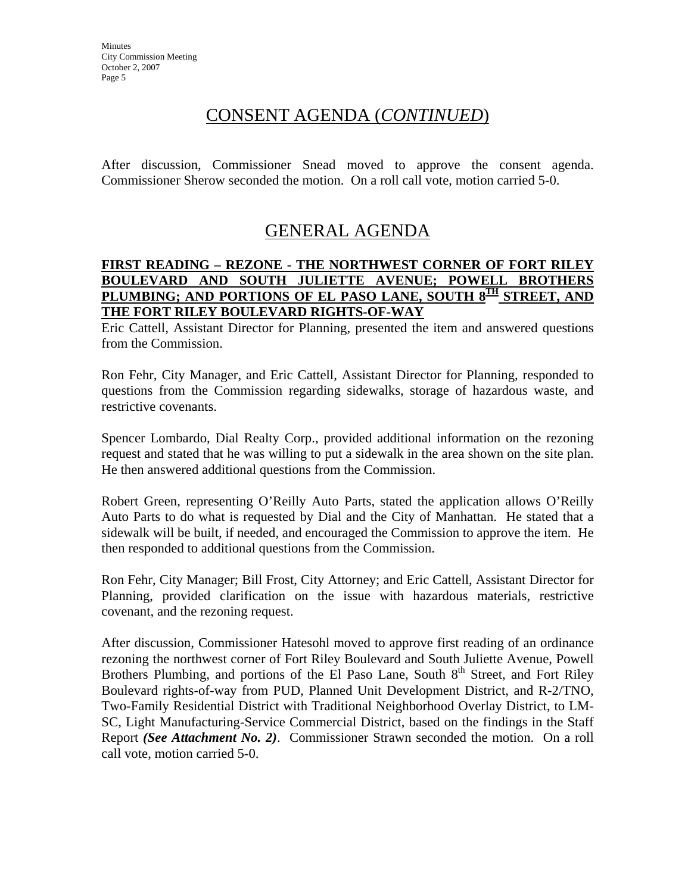## CONSENT AGENDA (*CONTINUED*)

After discussion, Commissioner Snead moved to approve the consent agenda. Commissioner Sherow seconded the motion. On a roll call vote, motion carried 5-0.

## GENERAL AGENDA

**FIRST READING – REZONE - THE NORTHWEST CORNER OF FORT RILEY BOULEVARD AND SOUTH JULIETTE AVENUE; POWELL BROTHERS PLUMBING; AND PORTIONS OF EL PASO LANE, SOUTH 8TH STREET, AND THE FORT RILEY BOULEVARD RIGHTS-OF-WAY**

Eric Cattell, Assistant Director for Planning, presented the item and answered questions from the Commission.

Ron Fehr, City Manager, and Eric Cattell, Assistant Director for Planning, responded to questions from the Commission regarding sidewalks, storage of hazardous waste, and restrictive covenants.

Spencer Lombardo, Dial Realty Corp., provided additional information on the rezoning request and stated that he was willing to put a sidewalk in the area shown on the site plan. He then answered additional questions from the Commission.

Robert Green, representing O'Reilly Auto Parts, stated the application allows O'Reilly Auto Parts to do what is requested by Dial and the City of Manhattan. He stated that a sidewalk will be built, if needed, and encouraged the Commission to approve the item. He then responded to additional questions from the Commission.

Ron Fehr, City Manager; Bill Frost, City Attorney; and Eric Cattell, Assistant Director for Planning, provided clarification on the issue with hazardous materials, restrictive covenant, and the rezoning request.

After discussion, Commissioner Hatesohl moved to approve first reading of an ordinance rezoning the northwest corner of Fort Riley Boulevard and South Juliette Avenue, Powell Brothers Plumbing, and portions of the El Paso Lane, South 8th Street, and Fort Riley Boulevard rights-of-way from PUD, Planned Unit Development District, and R-2/TNO, Two-Family Residential District with Traditional Neighborhood Overlay District, to LM-SC, Light Manufacturing-Service Commercial District, based on the findings in the Staff Report ***(See Attachment No. 2)***. Commissioner Strawn seconded the motion. On a roll call vote, motion carried 5-0.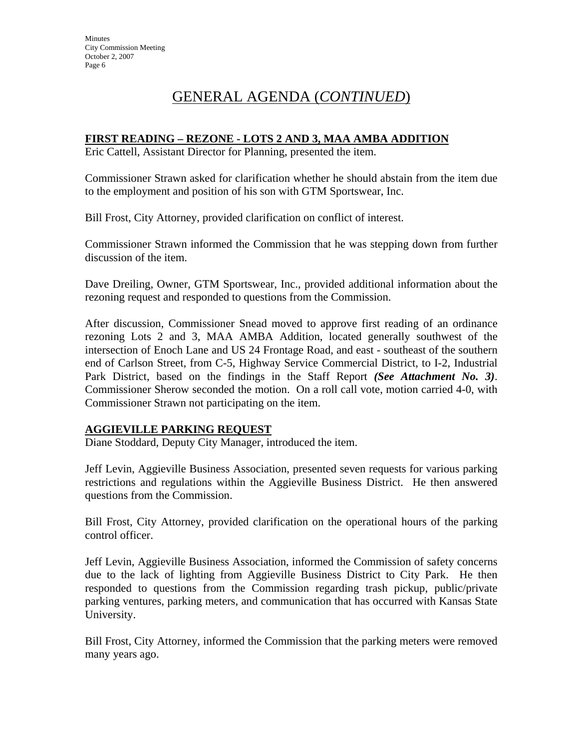# GENERAL AGENDA (*CONTINUED*)

**FIRST READING – REZONE - LOTS 2 AND 3, MAA AMBA ADDITION**

Eric Cattell, Assistant Director for Planning, presented the item.

Commissioner Strawn asked for clarification whether he should abstain from the item due to the employment and position of his son with GTM Sportswear, Inc.

Bill Frost, City Attorney, provided clarification on conflict of interest.

Commissioner Strawn informed the Commission that he was stepping down from further discussion of the item.

Dave Dreiling, Owner, GTM Sportswear, Inc., provided additional information about the rezoning request and responded to questions from the Commission.

After discussion, Commissioner Snead moved to approve first reading of an ordinance rezoning Lots 2 and 3, MAA AMBA Addition, located generally southwest of the intersection of Enoch Lane and US 24 Frontage Road, and east - southeast of the southern end of Carlson Street, from C-5, Highway Service Commercial District, to I-2, Industrial Park District, based on the findings in the Staff Report ***(See Attachment No. 3)***. Commissioner Sherow seconded the motion. On a roll call vote, motion carried 4-0, with Commissioner Strawn not participating on the item.

**AGGIEVILLE PARKING REQUEST**

Diane Stoddard, Deputy City Manager, introduced the item.

Jeff Levin, Aggieville Business Association, presented seven requests for various parking restrictions and regulations within the Aggieville Business District. He then answered questions from the Commission.

Bill Frost, City Attorney, provided clarification on the operational hours of the parking control officer.

Jeff Levin, Aggieville Business Association, informed the Commission of safety concerns due to the lack of lighting from Aggieville Business District to City Park. He then responded to questions from the Commission regarding trash pickup, public/private parking ventures, parking meters, and communication that has occurred with Kansas State University.

Bill Frost, City Attorney, informed the Commission that the parking meters were removed many years ago.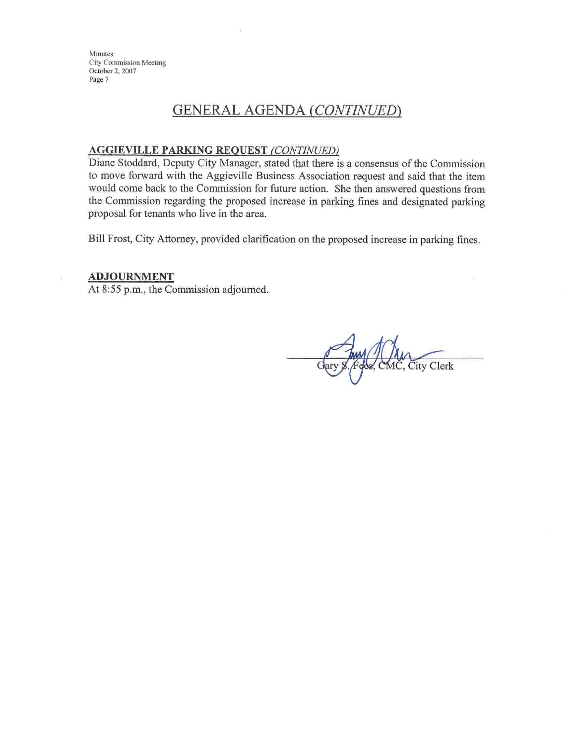## GENERAL AGENDA *(CONTINUED)*

**AGGIEVILLE PARKING REQUEST** *(CONTINUED)*

Diane Stoddard, Deputy City Manager, stated that there is a consensus of the Commission to move forward with the Aggieville Business Association request and said that the item would come back to the Commission for future action. She then answered questions from the Commission regarding the proposed increase in parking fines and designated parking proposal for tenants who live in the area.

Bill Frost, City Attorney, provided clarification on the proposed increase in parking fines.

**ADJOURNMENT**

At 8:55 p.m., the Commission adjourned.

Gary S. Fees, CMC, City Clerk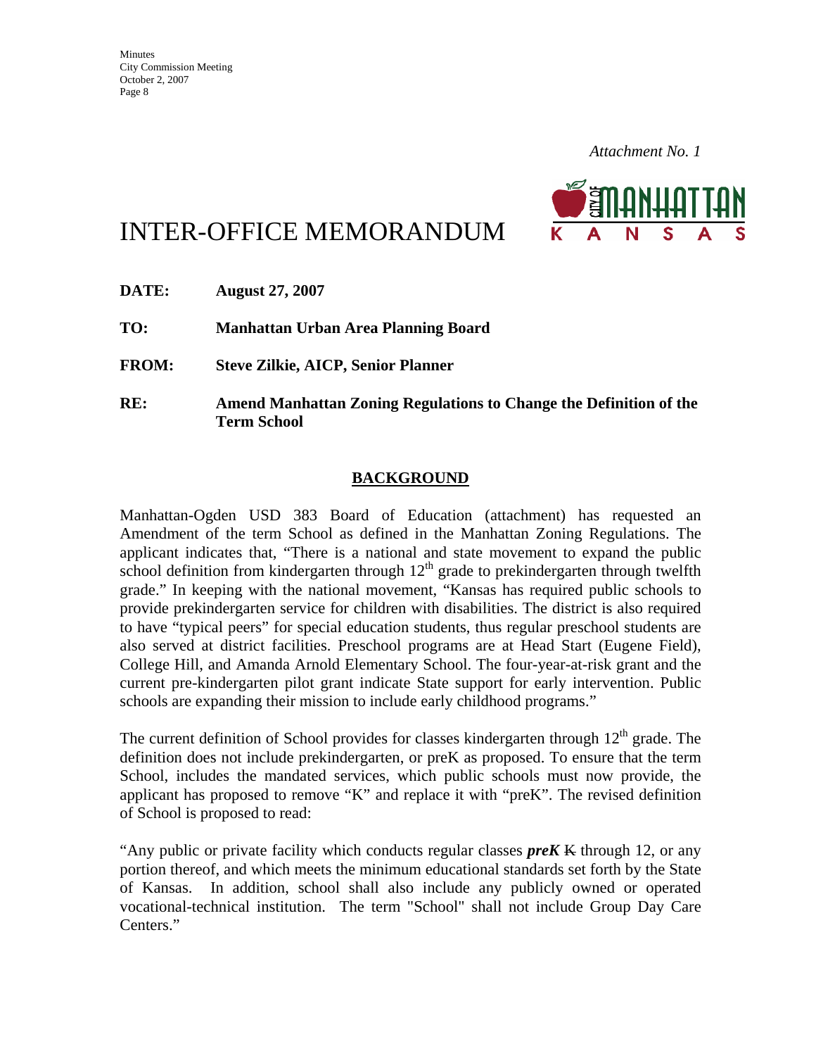*Attachment No. 1*

# INTER-OFFICE MEMORANDUM

**DATE:** **August 27, 2007**

**TO:** **Manhattan Urban Area Planning Board**

**FROM:** **Steve Zilkie, AICP, Senior Planner**

**RE:** **Amend Manhattan Zoning Regulations to Change the Definition of the Term School**

## BACKGROUND

Manhattan-Ogden USD 383 Board of Education (attachment) has requested an Amendment of the term School as defined in the Manhattan Zoning Regulations. The applicant indicates that, "There is a national and state movement to expand the public school definition from kindergarten through 12th grade to prekindergarten through twelfth grade." In keeping with the national movement, "Kansas has required public schools to provide prekindergarten service for children with disabilities. The district is also required to have "typical peers" for special education students, thus regular preschool students are also served at district facilities. Preschool programs are at Head Start (Eugene Field), College Hill, and Amanda Arnold Elementary School. The four-year-at-risk grant and the current pre-kindergarten pilot grant indicate State support for early intervention. Public schools are expanding their mission to include early childhood programs."

The current definition of School provides for classes kindergarten through 12th grade. The definition does not include prekindergarten, or preK as proposed. To ensure that the term School, includes the mandated services, which public schools must now provide, the applicant has proposed to remove "K" and replace it with "preK". The revised definition of School is proposed to read:

"Any public or private facility which conducts regular classes ***preK*** ~~K~~ through 12, or any portion thereof, and which meets the minimum educational standards set forth by the State of Kansas. In addition, school shall also include any publicly owned or operated vocational-technical institution. The term "School" shall not include Group Day Care Centers."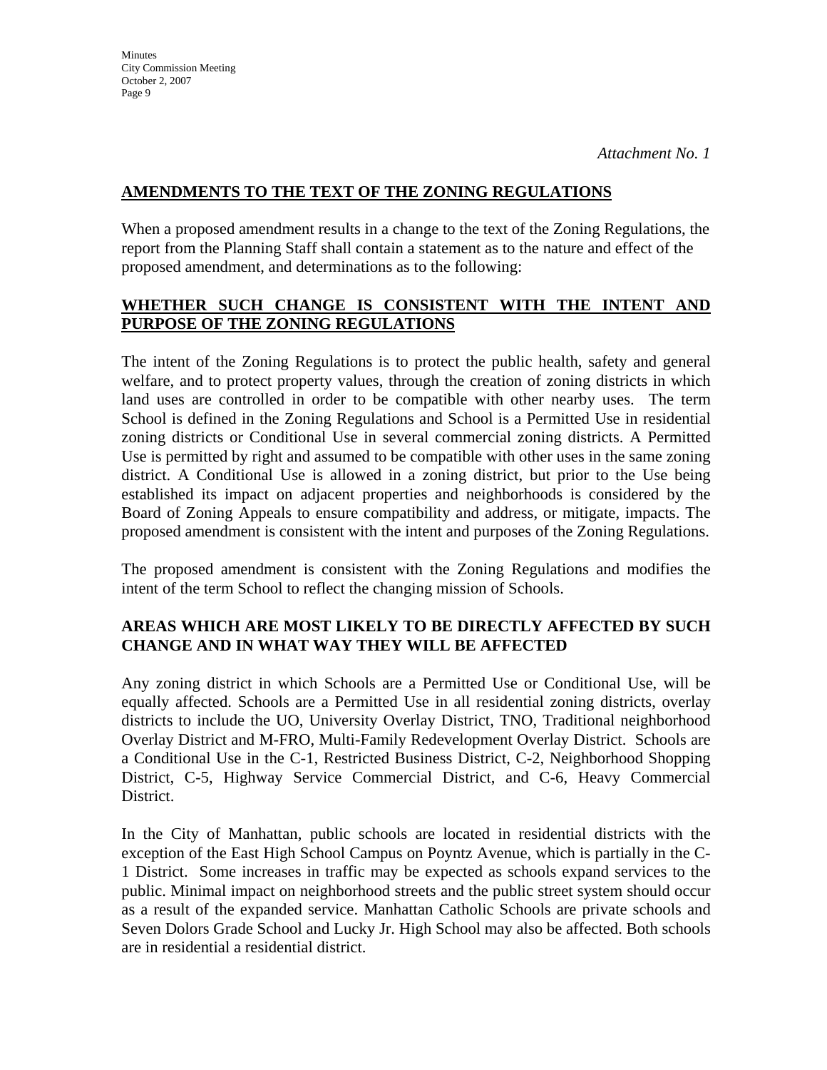*Attachment No. 1*

## AMENDMENTS TO THE TEXT OF THE ZONING REGULATIONS

When a proposed amendment results in a change to the text of the Zoning Regulations, the report from the Planning Staff shall contain a statement as to the nature and effect of the proposed amendment, and determinations as to the following:

## WHETHER SUCH CHANGE IS CONSISTENT WITH THE INTENT AND PURPOSE OF THE ZONING REGULATIONS

The intent of the Zoning Regulations is to protect the public health, safety and general welfare, and to protect property values, through the creation of zoning districts in which land uses are controlled in order to be compatible with other nearby uses. The term School is defined in the Zoning Regulations and School is a Permitted Use in residential zoning districts or Conditional Use in several commercial zoning districts. A Permitted Use is permitted by right and assumed to be compatible with other uses in the same zoning district. A Conditional Use is allowed in a zoning district, but prior to the Use being established its impact on adjacent properties and neighborhoods is considered by the Board of Zoning Appeals to ensure compatibility and address, or mitigate, impacts. The proposed amendment is consistent with the intent and purposes of the Zoning Regulations.

The proposed amendment is consistent with the Zoning Regulations and modifies the intent of the term School to reflect the changing mission of Schools.

## AREAS WHICH ARE MOST LIKELY TO BE DIRECTLY AFFECTED BY SUCH CHANGE AND IN WHAT WAY THEY WILL BE AFFECTED

Any zoning district in which Schools are a Permitted Use or Conditional Use, will be equally affected. Schools are a Permitted Use in all residential zoning districts, overlay districts to include the UO, University Overlay District, TNO, Traditional neighborhood Overlay District and M-FRO, Multi-Family Redevelopment Overlay District. Schools are a Conditional Use in the C-1, Restricted Business District, C-2, Neighborhood Shopping District, C-5, Highway Service Commercial District, and C-6, Heavy Commercial District.

In the City of Manhattan, public schools are located in residential districts with the exception of the East High School Campus on Poyntz Avenue, which is partially in the C-1 District. Some increases in traffic may be expected as schools expand services to the public. Minimal impact on neighborhood streets and the public street system should occur as a result of the expanded service. Manhattan Catholic Schools are private schools and Seven Dolors Grade School and Lucky Jr. High School may also be affected. Both schools are in residential a residential district.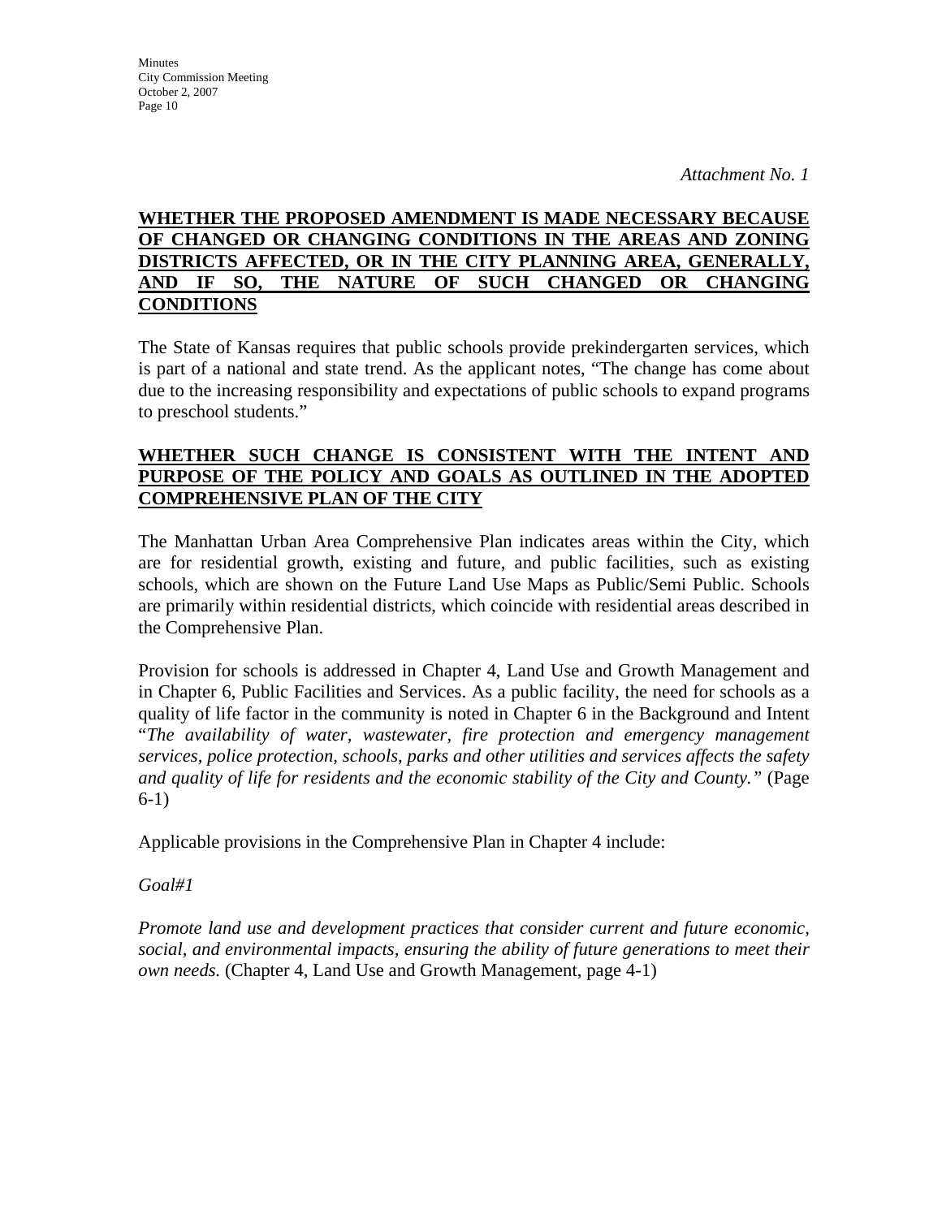*Attachment No. 1*

**WHETHER THE PROPOSED AMENDMENT IS MADE NECESSARY BECAUSE OF CHANGED OR CHANGING CONDITIONS IN THE AREAS AND ZONING DISTRICTS AFFECTED, OR IN THE CITY PLANNING AREA, GENERALLY, AND IF SO, THE NATURE OF SUCH CHANGED OR CHANGING CONDITIONS**

The State of Kansas requires that public schools provide prekindergarten services, which is part of a national and state trend. As the applicant notes, "The change has come about due to the increasing responsibility and expectations of public schools to expand programs to preschool students."

**WHETHER SUCH CHANGE IS CONSISTENT WITH THE INTENT AND PURPOSE OF THE POLICY AND GOALS AS OUTLINED IN THE ADOPTED COMPREHENSIVE PLAN OF THE CITY**

The Manhattan Urban Area Comprehensive Plan indicates areas within the City, which are for residential growth, existing and future, and public facilities, such as existing schools, which are shown on the Future Land Use Maps as Public/Semi Public. Schools are primarily within residential districts, which coincide with residential areas described in the Comprehensive Plan.

Provision for schools is addressed in Chapter 4, Land Use and Growth Management and in Chapter 6, Public Facilities and Services. As a public facility, the need for schools as a quality of life factor in the community is noted in Chapter 6 in the Background and Intent "*The availability of water, wastewater, fire protection and emergency management services, police protection, schools, parks and other utilities and services affects the safety and quality of life for residents and the economic stability of the City and County.*" (Page 6-1)

Applicable provisions in the Comprehensive Plan in Chapter 4 include:

*Goal#1*

*Promote land use and development practices that consider current and future economic, social, and environmental impacts, ensuring the ability of future generations to meet their own needs.* (Chapter 4, Land Use and Growth Management, page 4-1)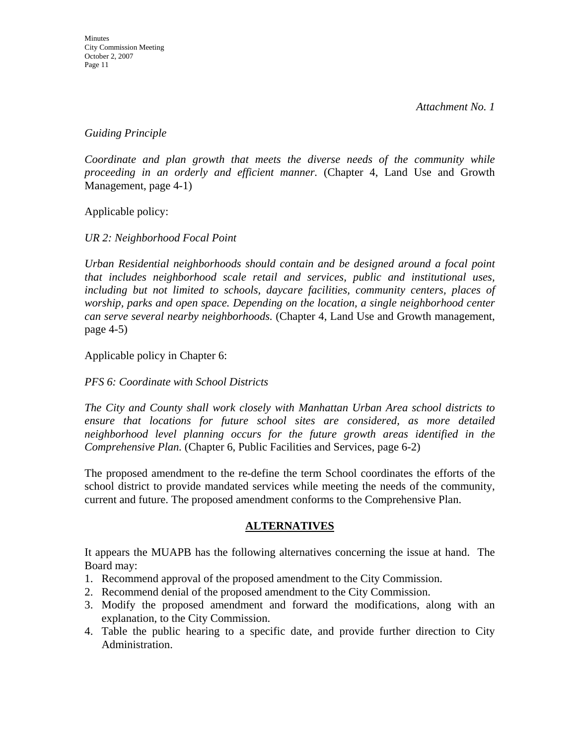*Attachment No. 1*

*Guiding Principle*

*Coordinate and plan growth that meets the diverse needs of the community while proceeding in an orderly and efficient manner.* (Chapter 4, Land Use and Growth Management, page 4-1)

Applicable policy:

*UR 2: Neighborhood Focal Point*

*Urban Residential neighborhoods should contain and be designed around a focal point that includes neighborhood scale retail and services, public and institutional uses, including but not limited to schools, daycare facilities, community centers, places of worship, parks and open space. Depending on the location, a single neighborhood center can serve several nearby neighborhoods.* (Chapter 4, Land Use and Growth management, page 4-5)

Applicable policy in Chapter 6:

*PFS 6: Coordinate with School Districts*

*The City and County shall work closely with Manhattan Urban Area school districts to ensure that locations for future school sites are considered, as more detailed neighborhood level planning occurs for the future growth areas identified in the Comprehensive Plan.* (Chapter 6, Public Facilities and Services, page 6-2)

The proposed amendment to the re-define the term School coordinates the efforts of the school district to provide mandated services while meeting the needs of the community, current and future. The proposed amendment conforms to the Comprehensive Plan.

## ALTERNATIVES

It appears the MUAPB has the following alternatives concerning the issue at hand. The Board may:

1. Recommend approval of the proposed amendment to the City Commission.
2. Recommend denial of the proposed amendment to the City Commission.
3. Modify the proposed amendment and forward the modifications, along with an explanation, to the City Commission.
4. Table the public hearing to a specific date, and provide further direction to City Administration.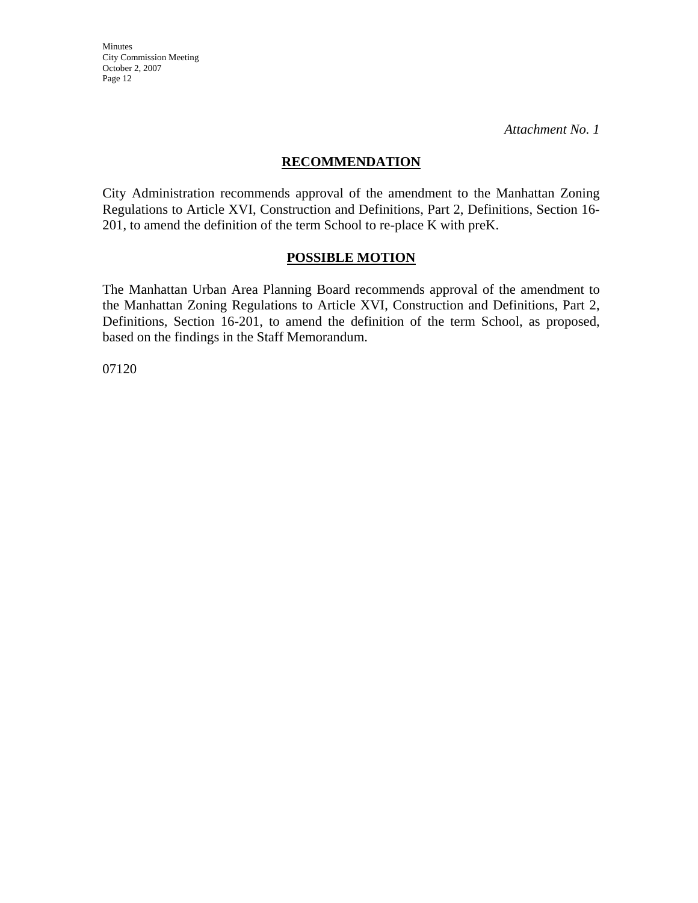*Attachment No. 1*

## RECOMMENDATION

City Administration recommends approval of the amendment to the Manhattan Zoning Regulations to Article XVI, Construction and Definitions, Part 2, Definitions, Section 16-201, to amend the definition of the term School to re-place K with preK.

## POSSIBLE MOTION

The Manhattan Urban Area Planning Board recommends approval of the amendment to the Manhattan Zoning Regulations to Article XVI, Construction and Definitions, Part 2, Definitions, Section 16-201, to amend the definition of the term School, as proposed, based on the findings in the Staff Memorandum.

07120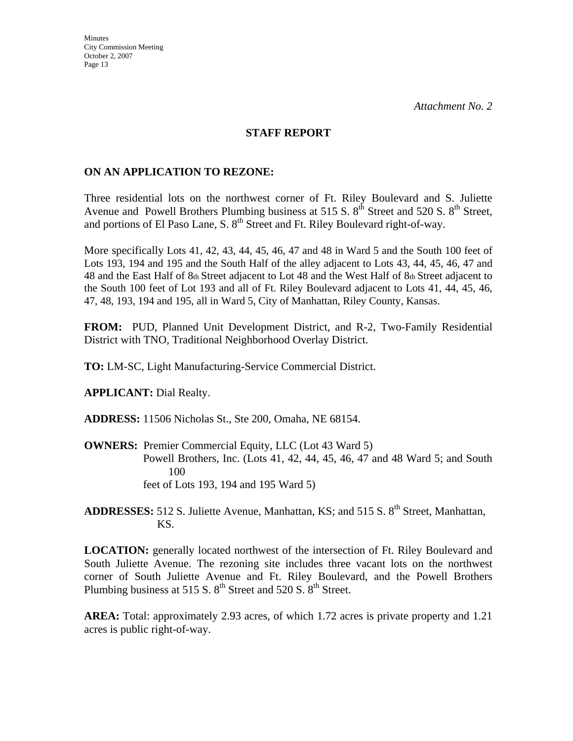*Attachment No. 2*

## STAFF REPORT

### ON AN APPLICATION TO REZONE:

Three residential lots on the northwest corner of Ft. Riley Boulevard and S. Juliette Avenue and Powell Brothers Plumbing business at 515 S. 8th Street and 520 S. 8th Street, and portions of El Paso Lane, S. 8th Street and Ft. Riley Boulevard right-of-way.

More specifically Lots 41, 42, 43, 44, 45, 46, 47 and 48 in Ward 5 and the South 100 feet of Lots 193, 194 and 195 and the South Half of the alley adjacent to Lots 43, 44, 45, 46, 47 and 48 and the East Half of 8th Street adjacent to Lot 48 and the West Half of 8th Street adjacent to the South 100 feet of Lot 193 and all of Ft. Riley Boulevard adjacent to Lots 41, 44, 45, 46, 47, 48, 193, 194 and 195, all in Ward 5, City of Manhattan, Riley County, Kansas.

**FROM:** PUD, Planned Unit Development District, and R-2, Two-Family Residential District with TNO, Traditional Neighborhood Overlay District.

**TO:** LM-SC, Light Manufacturing-Service Commercial District.

**APPLICANT:** Dial Realty.

**ADDRESS:** 11506 Nicholas St., Ste 200, Omaha, NE 68154.

**OWNERS:** Premier Commercial Equity, LLC (Lot 43 Ward 5)
Powell Brothers, Inc. (Lots 41, 42, 44, 45, 46, 47 and 48 Ward 5; and South 100 feet of Lots 193, 194 and 195 Ward 5)

**ADDRESSES:** 512 S. Juliette Avenue, Manhattan, KS; and 515 S. 8th Street, Manhattan, KS.

**LOCATION:** generally located northwest of the intersection of Ft. Riley Boulevard and South Juliette Avenue. The rezoning site includes three vacant lots on the northwest corner of South Juliette Avenue and Ft. Riley Boulevard, and the Powell Brothers Plumbing business at 515 S. 8th Street and 520 S. 8th Street.

**AREA:** Total: approximately 2.93 acres, of which 1.72 acres is private property and 1.21 acres is public right-of-way.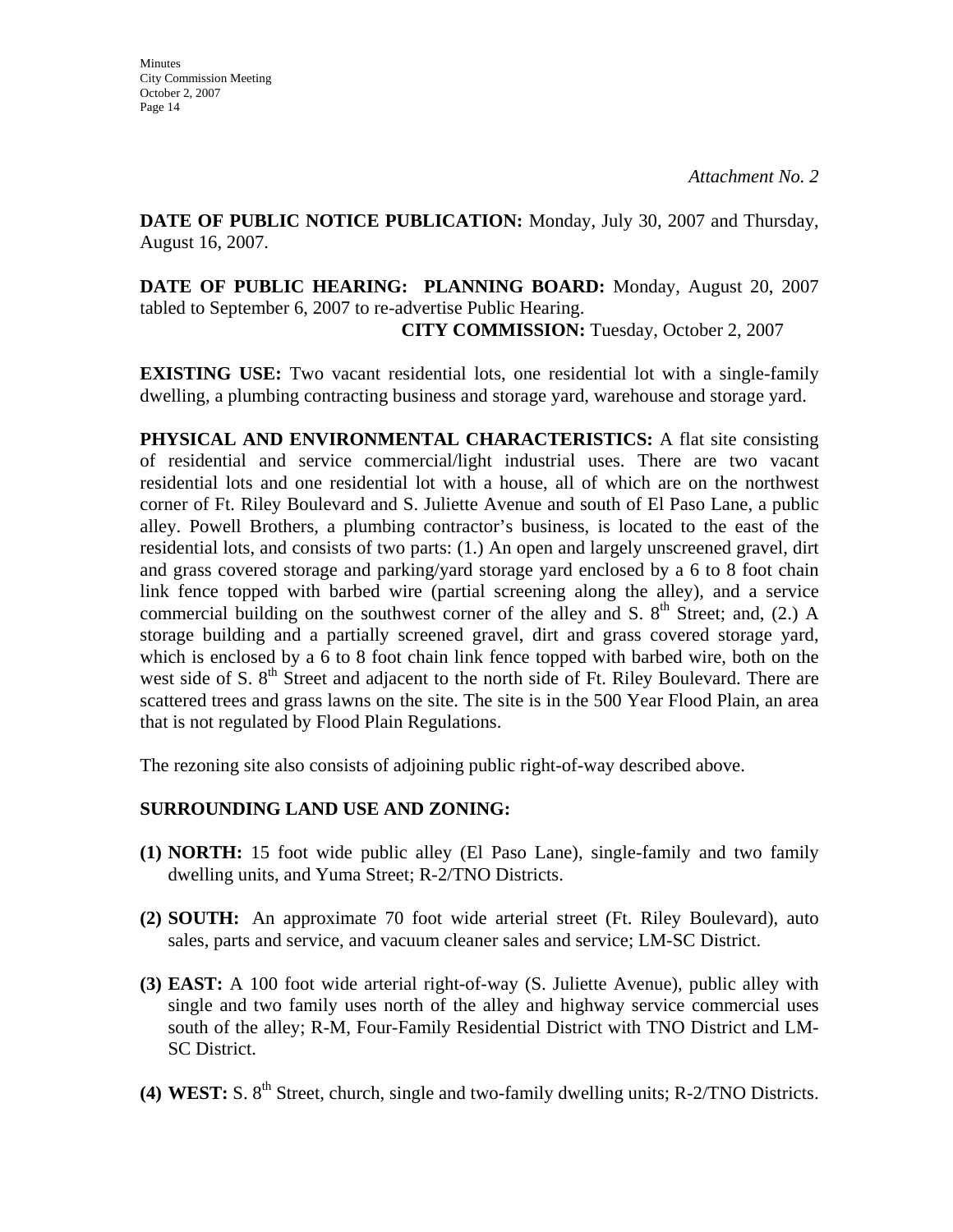*Attachment No. 2*

**DATE OF PUBLIC NOTICE PUBLICATION:** Monday, July 30, 2007 and Thursday, August 16, 2007.

**DATE OF PUBLIC HEARING: PLANNING BOARD:** Monday, August 20, 2007 tabled to September 6, 2007 to re-advertise Public Hearing.
**CITY COMMISSION:** Tuesday, October 2, 2007

**EXISTING USE:** Two vacant residential lots, one residential lot with a single-family dwelling, a plumbing contracting business and storage yard, warehouse and storage yard.

**PHYSICAL AND ENVIRONMENTAL CHARACTERISTICS:** A flat site consisting of residential and service commercial/light industrial uses. There are two vacant residential lots and one residential lot with a house, all of which are on the northwest corner of Ft. Riley Boulevard and S. Juliette Avenue and south of El Paso Lane, a public alley. Powell Brothers, a plumbing contractor's business, is located to the east of the residential lots, and consists of two parts: (1.) An open and largely unscreened gravel, dirt and grass covered storage and parking/yard storage yard enclosed by a 6 to 8 foot chain link fence topped with barbed wire (partial screening along the alley), and a service commercial building on the southwest corner of the alley and S. 8th Street; and, (2.) A storage building and a partially screened gravel, dirt and grass covered storage yard, which is enclosed by a 6 to 8 foot chain link fence topped with barbed wire, both on the west side of S. 8th Street and adjacent to the north side of Ft. Riley Boulevard. There are scattered trees and grass lawns on the site. The site is in the 500 Year Flood Plain, an area that is not regulated by Flood Plain Regulations.

The rezoning site also consists of adjoining public right-of-way described above.

**SURROUNDING LAND USE AND ZONING:**

**(1) NORTH:** 15 foot wide public alley (El Paso Lane), single-family and two family dwelling units, and Yuma Street; R-2/TNO Districts.

**(2) SOUTH:** An approximate 70 foot wide arterial street (Ft. Riley Boulevard), auto sales, parts and service, and vacuum cleaner sales and service; LM-SC District.

**(3) EAST:** A 100 foot wide arterial right-of-way (S. Juliette Avenue), public alley with single and two family uses north of the alley and highway service commercial uses south of the alley; R-M, Four-Family Residential District with TNO District and LM-SC District.

**(4) WEST:** S. 8th Street, church, single and two-family dwelling units; R-2/TNO Districts.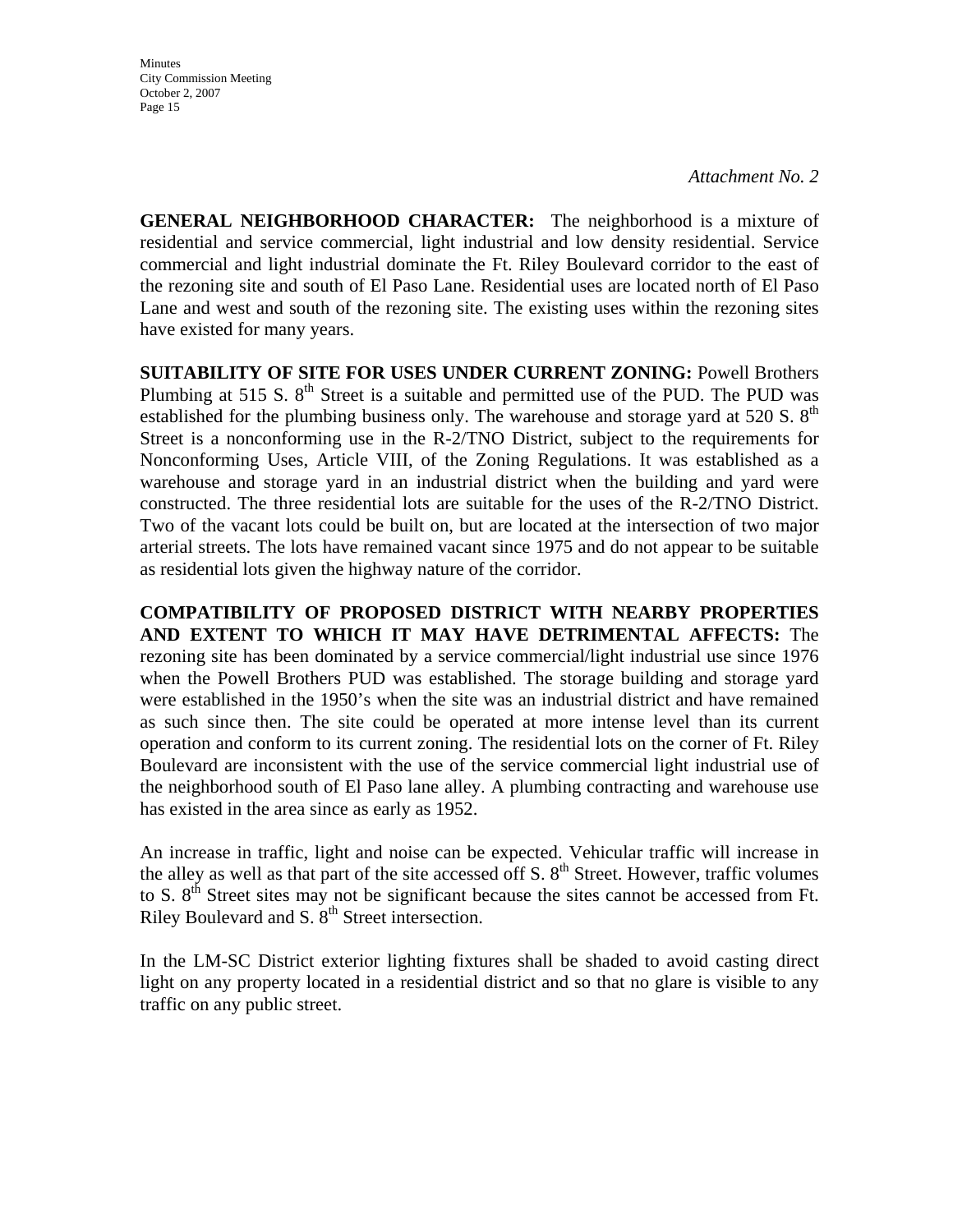*Attachment No. 2*

**GENERAL NEIGHBORHOOD CHARACTER:** The neighborhood is a mixture of residential and service commercial, light industrial and low density residential. Service commercial and light industrial dominate the Ft. Riley Boulevard corridor to the east of the rezoning site and south of El Paso Lane. Residential uses are located north of El Paso Lane and west and south of the rezoning site. The existing uses within the rezoning sites have existed for many years.

**SUITABILITY OF SITE FOR USES UNDER CURRENT ZONING:** Powell Brothers Plumbing at 515 S. 8th Street is a suitable and permitted use of the PUD. The PUD was established for the plumbing business only. The warehouse and storage yard at 520 S. 8th Street is a nonconforming use in the R-2/TNO District, subject to the requirements for Nonconforming Uses, Article VIII, of the Zoning Regulations. It was established as a warehouse and storage yard in an industrial district when the building and yard were constructed. The three residential lots are suitable for the uses of the R-2/TNO District. Two of the vacant lots could be built on, but are located at the intersection of two major arterial streets. The lots have remained vacant since 1975 and do not appear to be suitable as residential lots given the highway nature of the corridor.

**COMPATIBILITY OF PROPOSED DISTRICT WITH NEARBY PROPERTIES AND EXTENT TO WHICH IT MAY HAVE DETRIMENTAL AFFECTS:** The rezoning site has been dominated by a service commercial/light industrial use since 1976 when the Powell Brothers PUD was established. The storage building and storage yard were established in the 1950's when the site was an industrial district and have remained as such since then. The site could be operated at more intense level than its current operation and conform to its current zoning. The residential lots on the corner of Ft. Riley Boulevard are inconsistent with the use of the service commercial light industrial use of the neighborhood south of El Paso lane alley. A plumbing contracting and warehouse use has existed in the area since as early as 1952.

An increase in traffic, light and noise can be expected. Vehicular traffic will increase in the alley as well as that part of the site accessed off S. 8th Street. However, traffic volumes to S. 8th Street sites may not be significant because the sites cannot be accessed from Ft. Riley Boulevard and S. 8th Street intersection.

In the LM-SC District exterior lighting fixtures shall be shaded to avoid casting direct light on any property located in a residential district and so that no glare is visible to any traffic on any public street.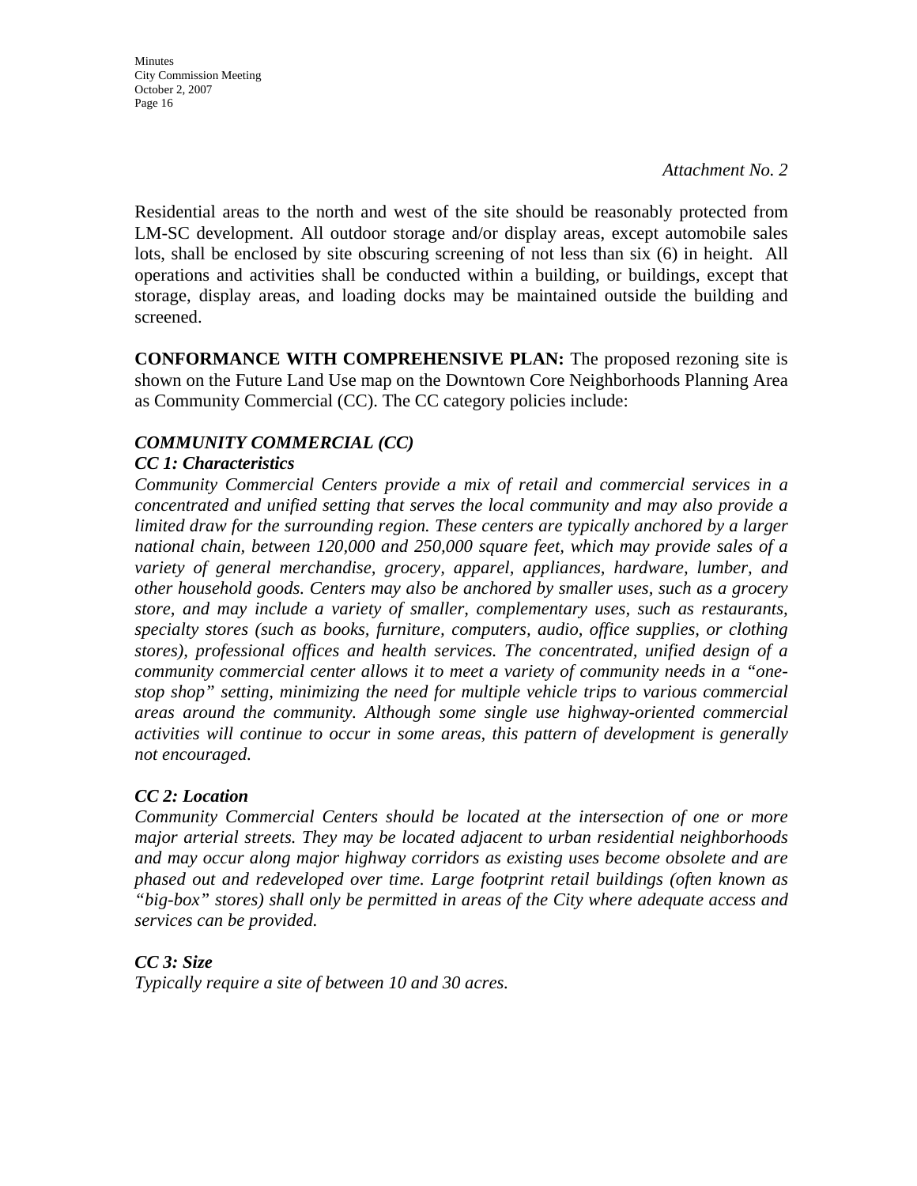*Attachment No. 2*

Residential areas to the north and west of the site should be reasonably protected from LM-SC development. All outdoor storage and/or display areas, except automobile sales lots, shall be enclosed by site obscuring screening of not less than six (6) in height. All operations and activities shall be conducted within a building, or buildings, except that storage, display areas, and loading docks may be maintained outside the building and screened.

**CONFORMANCE WITH COMPREHENSIVE PLAN:** The proposed rezoning site is shown on the Future Land Use map on the Downtown Core Neighborhoods Planning Area as Community Commercial (CC). The CC category policies include:

***COMMUNITY COMMERCIAL (CC)***

***CC 1: Characteristics***

*Community Commercial Centers provide a mix of retail and commercial services in a concentrated and unified setting that serves the local community and may also provide a limited draw for the surrounding region. These centers are typically anchored by a larger national chain, between 120,000 and 250,000 square feet, which may provide sales of a variety of general merchandise, grocery, apparel, appliances, hardware, lumber, and other household goods. Centers may also be anchored by smaller uses, such as a grocery store, and may include a variety of smaller, complementary uses, such as restaurants, specialty stores (such as books, furniture, computers, audio, office supplies, or clothing stores), professional offices and health services. The concentrated, unified design of a community commercial center allows it to meet a variety of community needs in a "one-stop shop" setting, minimizing the need for multiple vehicle trips to various commercial areas around the community. Although some single use highway-oriented commercial activities will continue to occur in some areas, this pattern of development is generally not encouraged.*

***CC 2: Location***

*Community Commercial Centers should be located at the intersection of one or more major arterial streets. They may be located adjacent to urban residential neighborhoods and may occur along major highway corridors as existing uses become obsolete and are phased out and redeveloped over time. Large footprint retail buildings (often known as "big-box" stores) shall only be permitted in areas of the City where adequate access and services can be provided.*

***CC 3: Size***

*Typically require a site of between 10 and 30 acres.*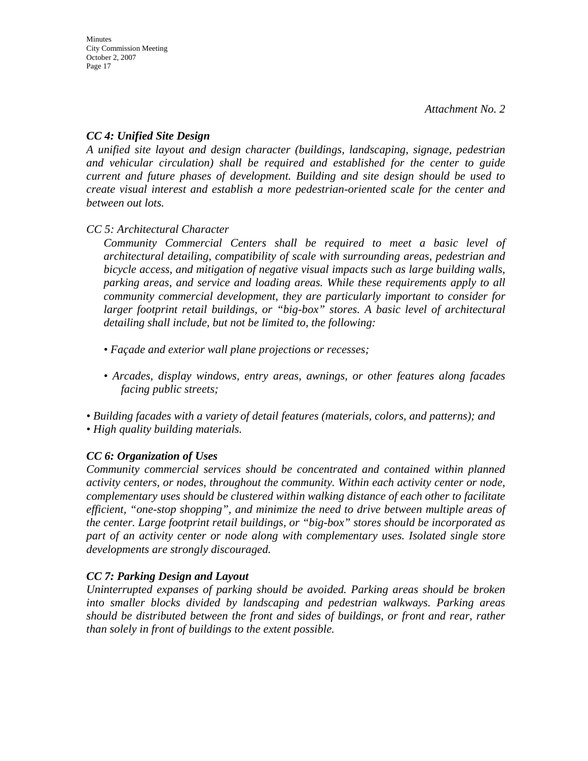*Attachment No. 2*

***CC 4: Unified Site Design***

*A unified site layout and design character (buildings, landscaping, signage, pedestrian and vehicular circulation) shall be required and established for the center to guide current and future phases of development. Building and site design should be used to create visual interest and establish a more pedestrian-oriented scale for the center and between out lots.*

*CC 5: Architectural Character*

*Community Commercial Centers shall be required to meet a basic level of architectural detailing, compatibility of scale with surrounding areas, pedestrian and bicycle access, and mitigation of negative visual impacts such as large building walls, parking areas, and service and loading areas. While these requirements apply to all community commercial development, they are particularly important to consider for larger footprint retail buildings, or "big-box" stores. A basic level of architectural detailing shall include, but not be limited to, the following:*

- *Façade and exterior wall plane projections or recesses;*
- *Arcades, display windows, entry areas, awnings, or other features along facades facing public streets;*
- *Building facades with a variety of detail features (materials, colors, and patterns); and*
- *High quality building materials.*

***CC 6: Organization of Uses***

*Community commercial services should be concentrated and contained within planned activity centers, or nodes, throughout the community. Within each activity center or node, complementary uses should be clustered within walking distance of each other to facilitate efficient, "one-stop shopping", and minimize the need to drive between multiple areas of the center. Large footprint retail buildings, or "big-box" stores should be incorporated as part of an activity center or node along with complementary uses. Isolated single store developments are strongly discouraged.*

***CC 7: Parking Design and Layout***

*Uninterrupted expanses of parking should be avoided. Parking areas should be broken into smaller blocks divided by landscaping and pedestrian walkways. Parking areas should be distributed between the front and sides of buildings, or front and rear, rather than solely in front of buildings to the extent possible.*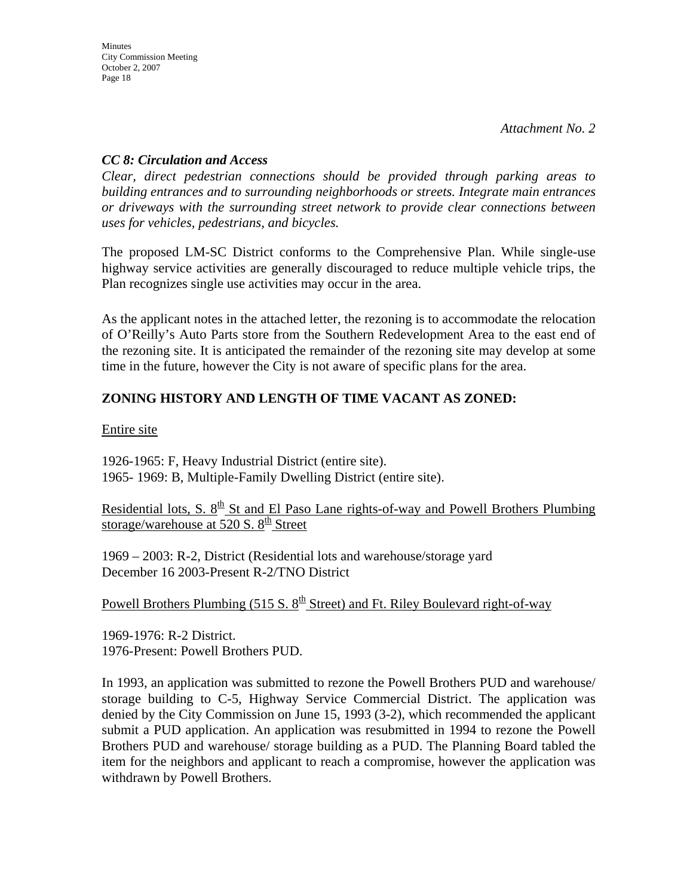*Attachment No. 2*

***CC 8: Circulation and Access***

*Clear, direct pedestrian connections should be provided through parking areas to building entrances and to surrounding neighborhoods or streets. Integrate main entrances or driveways with the surrounding street network to provide clear connections between uses for vehicles, pedestrians, and bicycles.*

The proposed LM-SC District conforms to the Comprehensive Plan. While single-use highway service activities are generally discouraged to reduce multiple vehicle trips, the Plan recognizes single use activities may occur in the area.

As the applicant notes in the attached letter, the rezoning is to accommodate the relocation of O'Reilly's Auto Parts store from the Southern Redevelopment Area to the east end of the rezoning site. It is anticipated the remainder of the rezoning site may develop at some time in the future, however the City is not aware of specific plans for the area.

**ZONING HISTORY AND LENGTH OF TIME VACANT AS ZONED:**

<u>Entire site</u>

1926-1965: F, Heavy Industrial District (entire site).
1965- 1969: B, Multiple-Family Dwelling District (entire site).

<u>Residential lots, S. 8th St and El Paso Lane rights-of-way and Powell Brothers Plumbing storage/warehouse at 520 S. 8th Street</u>

1969 – 2003: R-2, District (Residential lots and warehouse/storage yard
December 16 2003-Present R-2/TNO District

<u>Powell Brothers Plumbing (515 S. 8th Street) and Ft. Riley Boulevard right-of-way</u>

1969-1976: R-2 District.
1976-Present: Powell Brothers PUD.

In 1993, an application was submitted to rezone the Powell Brothers PUD and warehouse/ storage building to C-5, Highway Service Commercial District. The application was denied by the City Commission on June 15, 1993 (3-2), which recommended the applicant submit a PUD application. An application was resubmitted in 1994 to rezone the Powell Brothers PUD and warehouse/ storage building as a PUD. The Planning Board tabled the item for the neighbors and applicant to reach a compromise, however the application was withdrawn by Powell Brothers.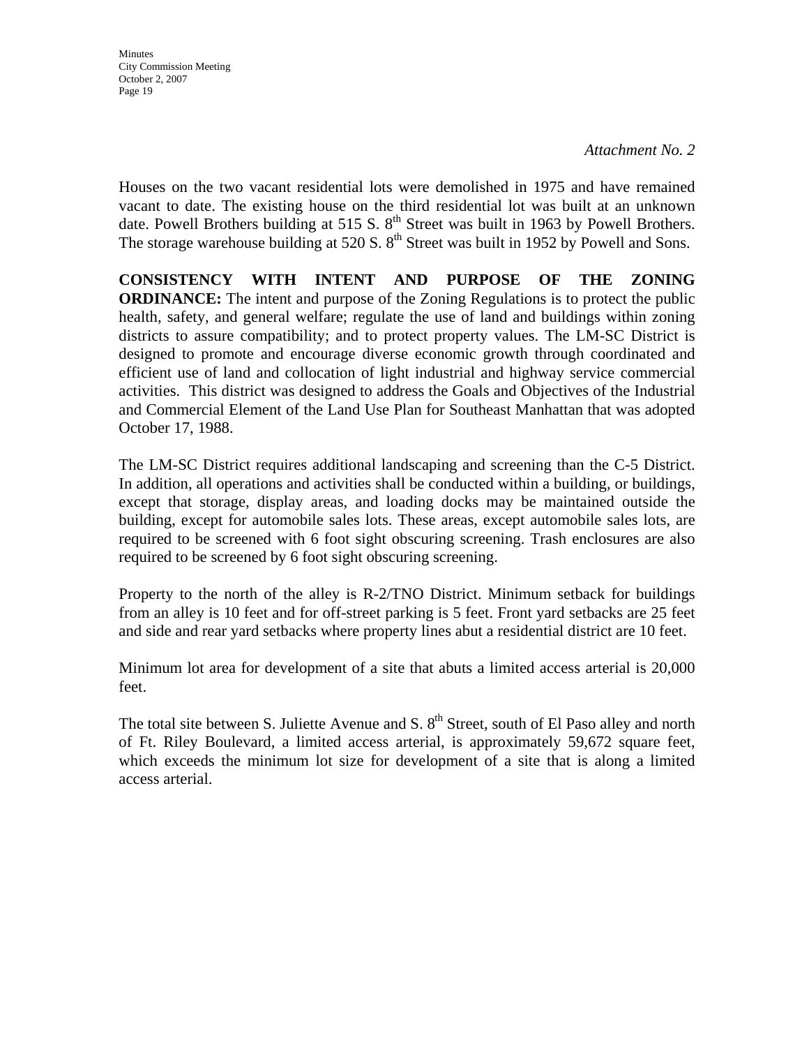*Attachment No. 2*

Houses on the two vacant residential lots were demolished in 1975 and have remained vacant to date. The existing house on the third residential lot was built at an unknown date. Powell Brothers building at 515 S. 8th Street was built in 1963 by Powell Brothers. The storage warehouse building at 520 S. 8th Street was built in 1952 by Powell and Sons.

**CONSISTENCY WITH INTENT AND PURPOSE OF THE ZONING ORDINANCE:** The intent and purpose of the Zoning Regulations is to protect the public health, safety, and general welfare; regulate the use of land and buildings within zoning districts to assure compatibility; and to protect property values. The LM-SC District is designed to promote and encourage diverse economic growth through coordinated and efficient use of land and collocation of light industrial and highway service commercial activities. This district was designed to address the Goals and Objectives of the Industrial and Commercial Element of the Land Use Plan for Southeast Manhattan that was adopted October 17, 1988.

The LM-SC District requires additional landscaping and screening than the C-5 District. In addition, all operations and activities shall be conducted within a building, or buildings, except that storage, display areas, and loading docks may be maintained outside the building, except for automobile sales lots. These areas, except automobile sales lots, are required to be screened with 6 foot sight obscuring screening. Trash enclosures are also required to be screened by 6 foot sight obscuring screening.

Property to the north of the alley is R-2/TNO District. Minimum setback for buildings from an alley is 10 feet and for off-street parking is 5 feet. Front yard setbacks are 25 feet and side and rear yard setbacks where property lines abut a residential district are 10 feet.

Minimum lot area for development of a site that abuts a limited access arterial is 20,000 feet.

The total site between S. Juliette Avenue and S. 8th Street, south of El Paso alley and north of Ft. Riley Boulevard, a limited access arterial, is approximately 59,672 square feet, which exceeds the minimum lot size for development of a site that is along a limited access arterial.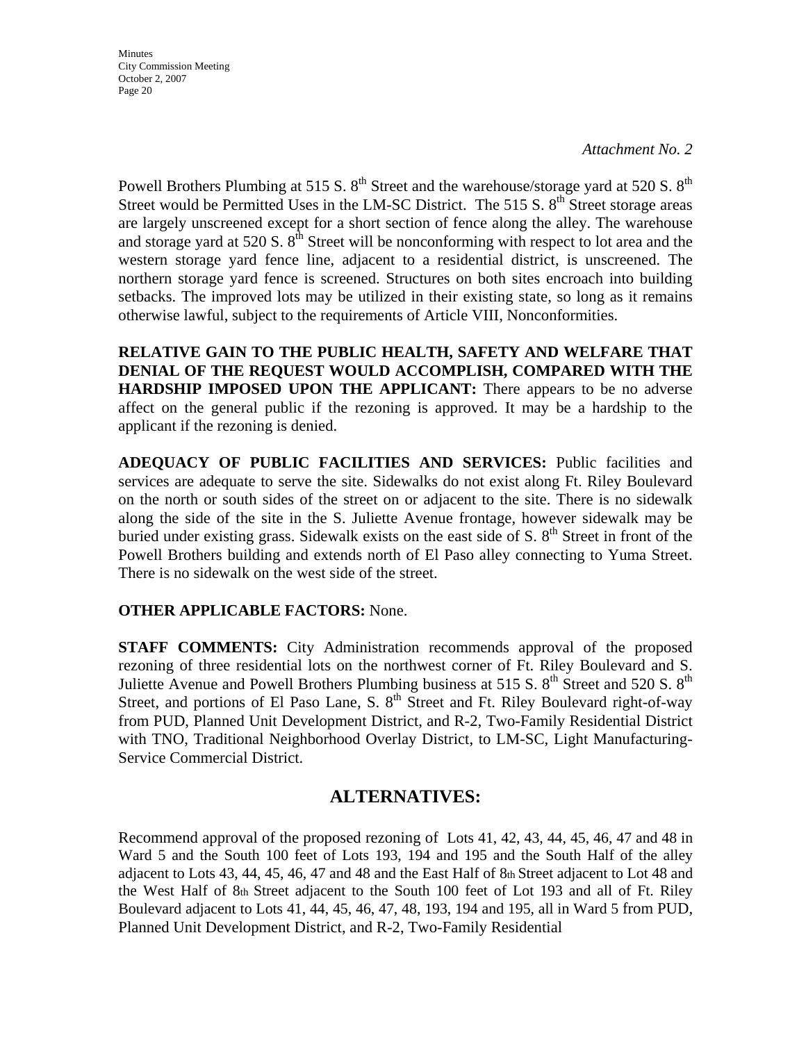*Attachment No. 2*

Powell Brothers Plumbing at 515 S. 8th Street and the warehouse/storage yard at 520 S. 8th Street would be Permitted Uses in the LM-SC District. The 515 S. 8th Street storage areas are largely unscreened except for a short section of fence along the alley. The warehouse and storage yard at 520 S. 8th Street will be nonconforming with respect to lot area and the western storage yard fence line, adjacent to a residential district, is unscreened. The northern storage yard fence is screened. Structures on both sites encroach into building setbacks. The improved lots may be utilized in their existing state, so long as it remains otherwise lawful, subject to the requirements of Article VIII, Nonconformities.

**RELATIVE GAIN TO THE PUBLIC HEALTH, SAFETY AND WELFARE THAT DENIAL OF THE REQUEST WOULD ACCOMPLISH, COMPARED WITH THE HARDSHIP IMPOSED UPON THE APPLICANT:** There appears to be no adverse affect on the general public if the rezoning is approved. It may be a hardship to the applicant if the rezoning is denied.

**ADEQUACY OF PUBLIC FACILITIES AND SERVICES:** Public facilities and services are adequate to serve the site. Sidewalks do not exist along Ft. Riley Boulevard on the north or south sides of the street on or adjacent to the site. There is no sidewalk along the side of the site in the S. Juliette Avenue frontage, however sidewalk may be buried under existing grass. Sidewalk exists on the east side of S. 8th Street in front of the Powell Brothers building and extends north of El Paso alley connecting to Yuma Street. There is no sidewalk on the west side of the street.

**OTHER APPLICABLE FACTORS:** None.

**STAFF COMMENTS:** City Administration recommends approval of the proposed rezoning of three residential lots on the northwest corner of Ft. Riley Boulevard and S. Juliette Avenue and Powell Brothers Plumbing business at 515 S. 8th Street and 520 S. 8th Street, and portions of El Paso Lane, S. 8th Street and Ft. Riley Boulevard right-of-way from PUD, Planned Unit Development District, and R-2, Two-Family Residential District with TNO, Traditional Neighborhood Overlay District, to LM-SC, Light Manufacturing-Service Commercial District.

## ALTERNATIVES:

Recommend approval of the proposed rezoning of Lots 41, 42, 43, 44, 45, 46, 47 and 48 in Ward 5 and the South 100 feet of Lots 193, 194 and 195 and the South Half of the alley adjacent to Lots 43, 44, 45, 46, 47 and 48 and the East Half of 8th Street adjacent to Lot 48 and the West Half of 8th Street adjacent to the South 100 feet of Lot 193 and all of Ft. Riley Boulevard adjacent to Lots 41, 44, 45, 46, 47, 48, 193, 194 and 195, all in Ward 5 from PUD, Planned Unit Development District, and R-2, Two-Family Residential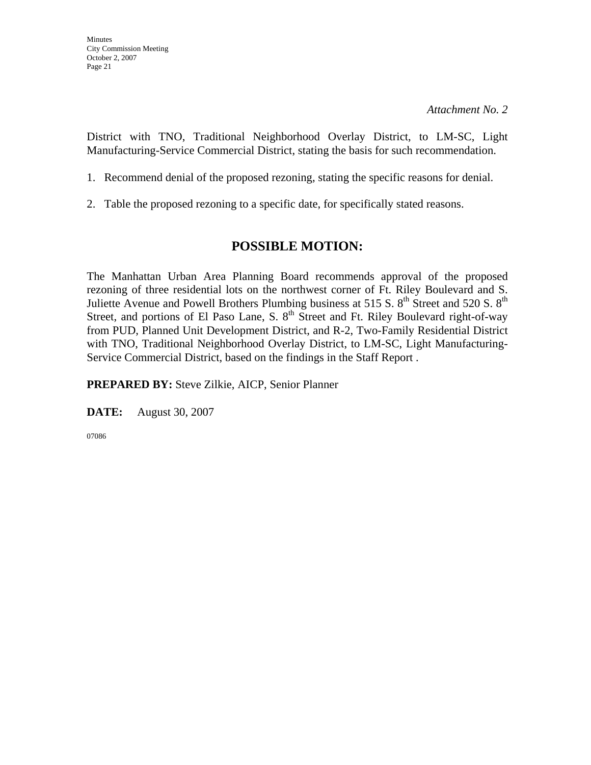*Attachment No. 2*

District with TNO, Traditional Neighborhood Overlay District, to LM-SC, Light Manufacturing-Service Commercial District, stating the basis for such recommendation.

1. Recommend denial of the proposed rezoning, stating the specific reasons for denial.

2. Table the proposed rezoning to a specific date, for specifically stated reasons.

## POSSIBLE MOTION:

The Manhattan Urban Area Planning Board recommends approval of the proposed rezoning of three residential lots on the northwest corner of Ft. Riley Boulevard and S. Juliette Avenue and Powell Brothers Plumbing business at 515 S. 8th Street and 520 S. 8th Street, and portions of El Paso Lane, S. 8th Street and Ft. Riley Boulevard right-of-way from PUD, Planned Unit Development District, and R-2, Two-Family Residential District with TNO, Traditional Neighborhood Overlay District, to LM-SC, Light Manufacturing-Service Commercial District, based on the findings in the Staff Report .

**PREPARED BY:** Steve Zilkie, AICP, Senior Planner

**DATE:** August 30, 2007

07086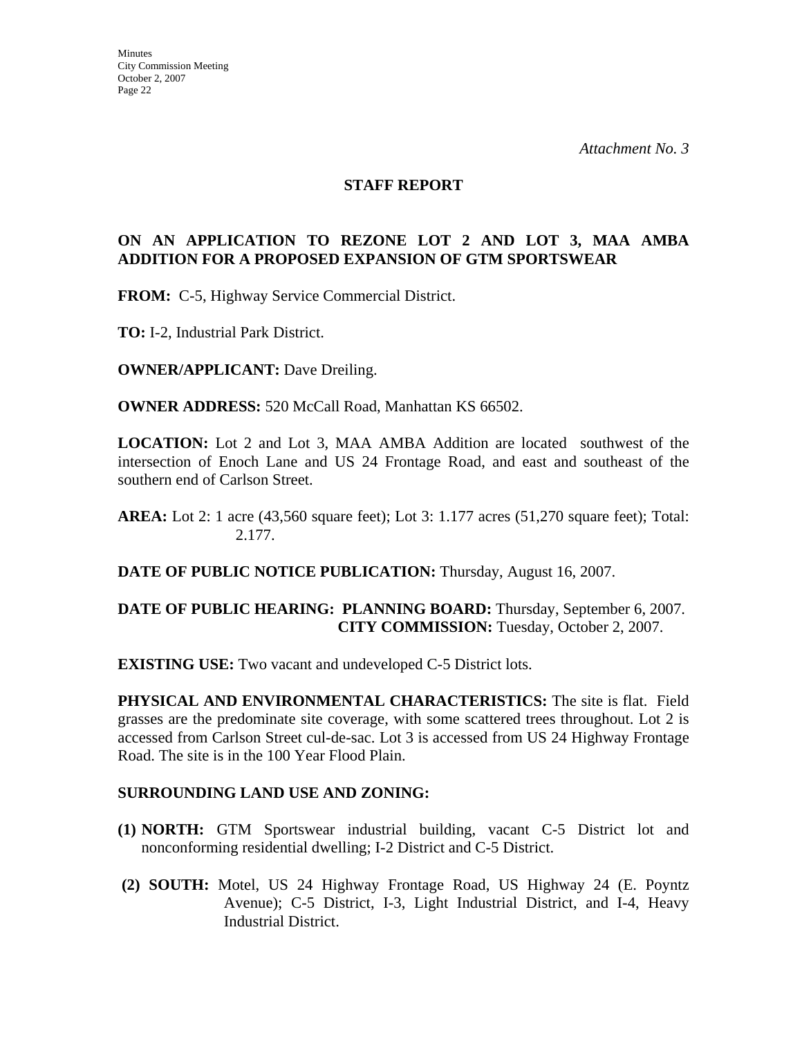*Attachment No. 3*

## STAFF REPORT

### ON AN APPLICATION TO REZONE LOT 2 AND LOT 3, MAA AMBA ADDITION FOR A PROPOSED EXPANSION OF GTM SPORTSWEAR

**FROM:** C-5, Highway Service Commercial District.

**TO:** I-2, Industrial Park District.

**OWNER/APPLICANT:** Dave Dreiling.

**OWNER ADDRESS:** 520 McCall Road, Manhattan KS 66502.

**LOCATION:** Lot 2 and Lot 3, MAA AMBA Addition are located southwest of the intersection of Enoch Lane and US 24 Frontage Road, and east and southeast of the southern end of Carlson Street.

**AREA:** Lot 2: 1 acre (43,560 square feet); Lot 3: 1.177 acres (51,270 square feet); Total: 2.177.

**DATE OF PUBLIC NOTICE PUBLICATION:** Thursday, August 16, 2007.

**DATE OF PUBLIC HEARING: PLANNING BOARD:** Thursday, September 6, 2007.
**CITY COMMISSION:** Tuesday, October 2, 2007.

**EXISTING USE:** Two vacant and undeveloped C-5 District lots.

**PHYSICAL AND ENVIRONMENTAL CHARACTERISTICS:** The site is flat. Field grasses are the predominate site coverage, with some scattered trees throughout. Lot 2 is accessed from Carlson Street cul-de-sac. Lot 3 is accessed from US 24 Highway Frontage Road. The site is in the 100 Year Flood Plain.

**SURROUNDING LAND USE AND ZONING:**

**(1) NORTH:** GTM Sportswear industrial building, vacant C-5 District lot and nonconforming residential dwelling; I-2 District and C-5 District.

**(2) SOUTH:** Motel, US 24 Highway Frontage Road, US Highway 24 (E. Poyntz Avenue); C-5 District, I-3, Light Industrial District, and I-4, Heavy Industrial District.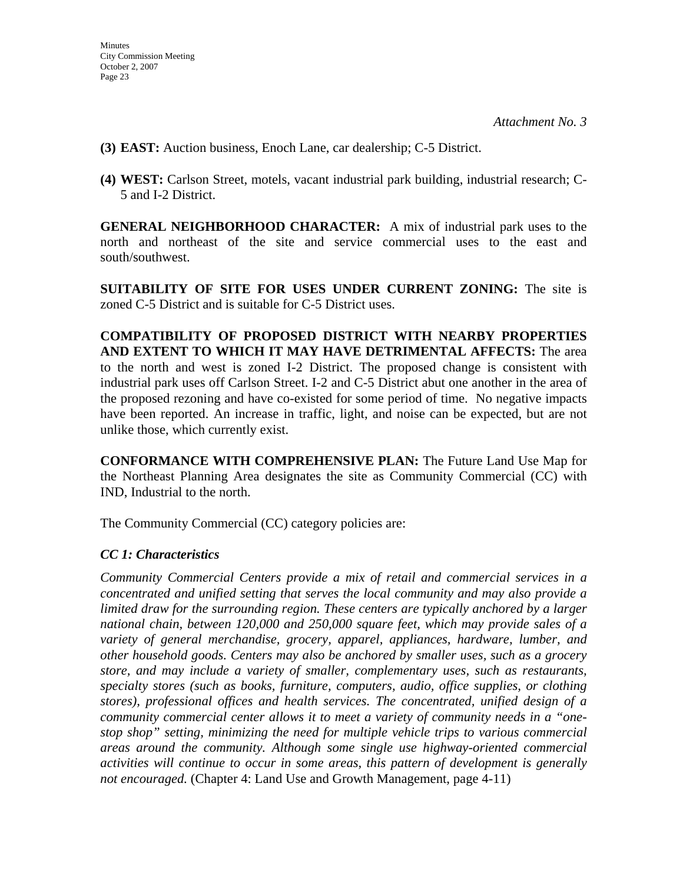*Attachment No. 3*

**(3) EAST:** Auction business, Enoch Lane, car dealership; C-5 District.

**(4) WEST:** Carlson Street, motels, vacant industrial park building, industrial research; C-5 and I-2 District.

**GENERAL NEIGHBORHOOD CHARACTER:** A mix of industrial park uses to the north and northeast of the site and service commercial uses to the east and south/southwest.

**SUITABILITY OF SITE FOR USES UNDER CURRENT ZONING:** The site is zoned C-5 District and is suitable for C-5 District uses.

**COMPATIBILITY OF PROPOSED DISTRICT WITH NEARBY PROPERTIES AND EXTENT TO WHICH IT MAY HAVE DETRIMENTAL AFFECTS:** The area to the north and west is zoned I-2 District. The proposed change is consistent with industrial park uses off Carlson Street. I-2 and C-5 District abut one another in the area of the proposed rezoning and have co-existed for some period of time. No negative impacts have been reported. An increase in traffic, light, and noise can be expected, but are not unlike those, which currently exist.

**CONFORMANCE WITH COMPREHENSIVE PLAN:** The Future Land Use Map for the Northeast Planning Area designates the site as Community Commercial (CC) with IND, Industrial to the north.

The Community Commercial (CC) category policies are:

***CC 1: Characteristics***

*Community Commercial Centers provide a mix of retail and commercial services in a concentrated and unified setting that serves the local community and may also provide a limited draw for the surrounding region. These centers are typically anchored by a larger national chain, between 120,000 and 250,000 square feet, which may provide sales of a variety of general merchandise, grocery, apparel, appliances, hardware, lumber, and other household goods. Centers may also be anchored by smaller uses, such as a grocery store, and may include a variety of smaller, complementary uses, such as restaurants, specialty stores (such as books, furniture, computers, audio, office supplies, or clothing stores), professional offices and health services. The concentrated, unified design of a community commercial center allows it to meet a variety of community needs in a "one-stop shop" setting, minimizing the need for multiple vehicle trips to various commercial areas around the community. Although some single use highway-oriented commercial activities will continue to occur in some areas, this pattern of development is generally not encouraged.* (Chapter 4: Land Use and Growth Management, page 4-11)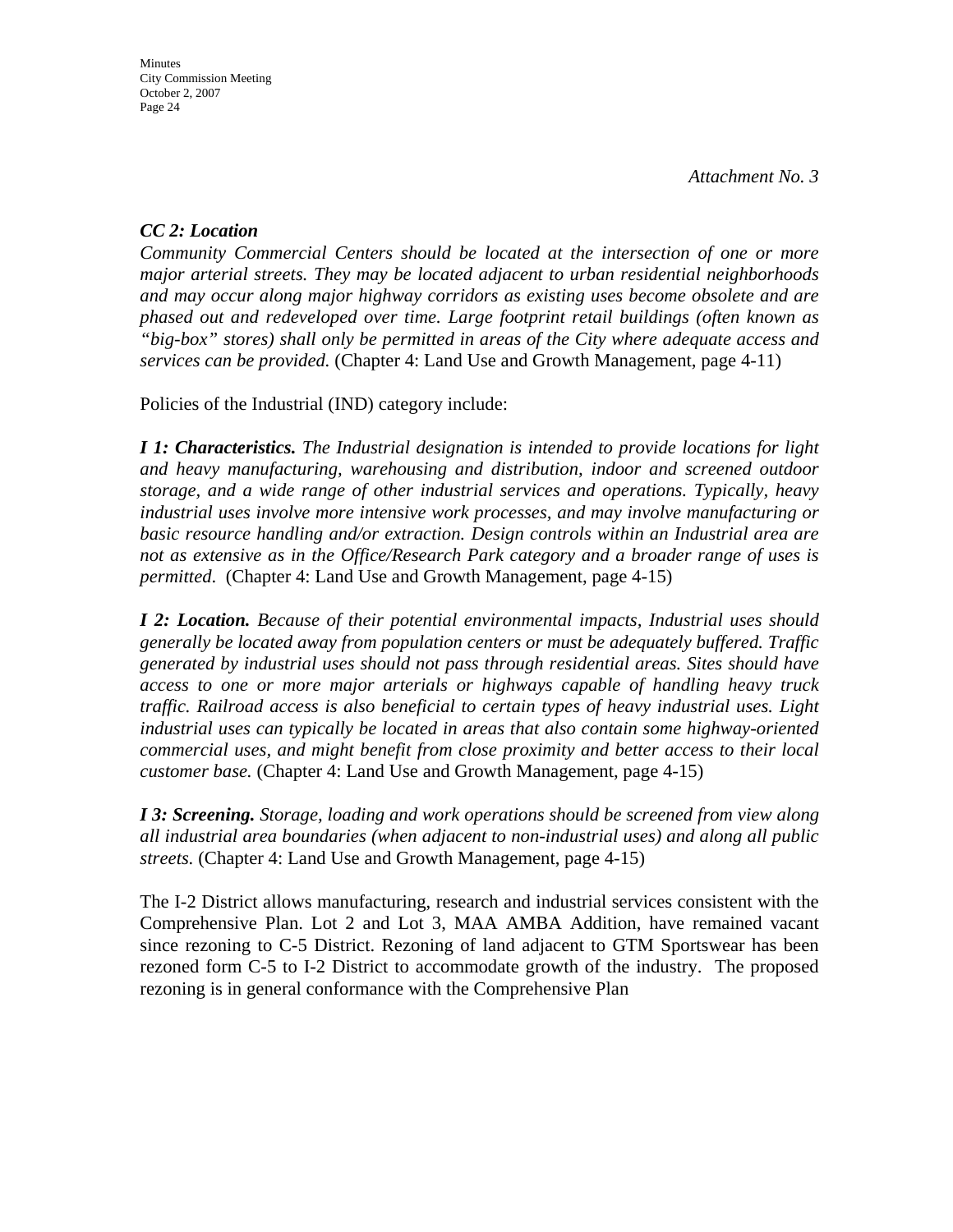*Attachment No. 3*

***CC 2: Location***
*Community Commercial Centers should be located at the intersection of one or more major arterial streets. They may be located adjacent to urban residential neighborhoods and may occur along major highway corridors as existing uses become obsolete and are phased out and redeveloped over time. Large footprint retail buildings (often known as "big-box" stores) shall only be permitted in areas of the City where adequate access and services can be provided.* (Chapter 4: Land Use and Growth Management, page 4-11)

Policies of the Industrial (IND) category include:

***I 1: Characteristics.*** *The Industrial designation is intended to provide locations for light and heavy manufacturing, warehousing and distribution, indoor and screened outdoor storage, and a wide range of other industrial services and operations. Typically, heavy industrial uses involve more intensive work processes, and may involve manufacturing or basic resource handling and/or extraction. Design controls within an Industrial area are not as extensive as in the Office/Research Park category and a broader range of uses is permitted*. (Chapter 4: Land Use and Growth Management, page 4-15)

***I 2: Location.*** *Because of their potential environmental impacts, Industrial uses should generally be located away from population centers or must be adequately buffered. Traffic generated by industrial uses should not pass through residential areas. Sites should have access to one or more major arterials or highways capable of handling heavy truck traffic. Railroad access is also beneficial to certain types of heavy industrial uses. Light industrial uses can typically be located in areas that also contain some highway-oriented commercial uses, and might benefit from close proximity and better access to their local customer base.* (Chapter 4: Land Use and Growth Management, page 4-15)

***I 3: Screening.*** *Storage, loading and work operations should be screened from view along all industrial area boundaries (when adjacent to non-industrial uses) and along all public streets.* (Chapter 4: Land Use and Growth Management, page 4-15)

The I-2 District allows manufacturing, research and industrial services consistent with the Comprehensive Plan. Lot 2 and Lot 3, MAA AMBA Addition, have remained vacant since rezoning to C-5 District. Rezoning of land adjacent to GTM Sportswear has been rezoned form C-5 to I-2 District to accommodate growth of the industry. The proposed rezoning is in general conformance with the Comprehensive Plan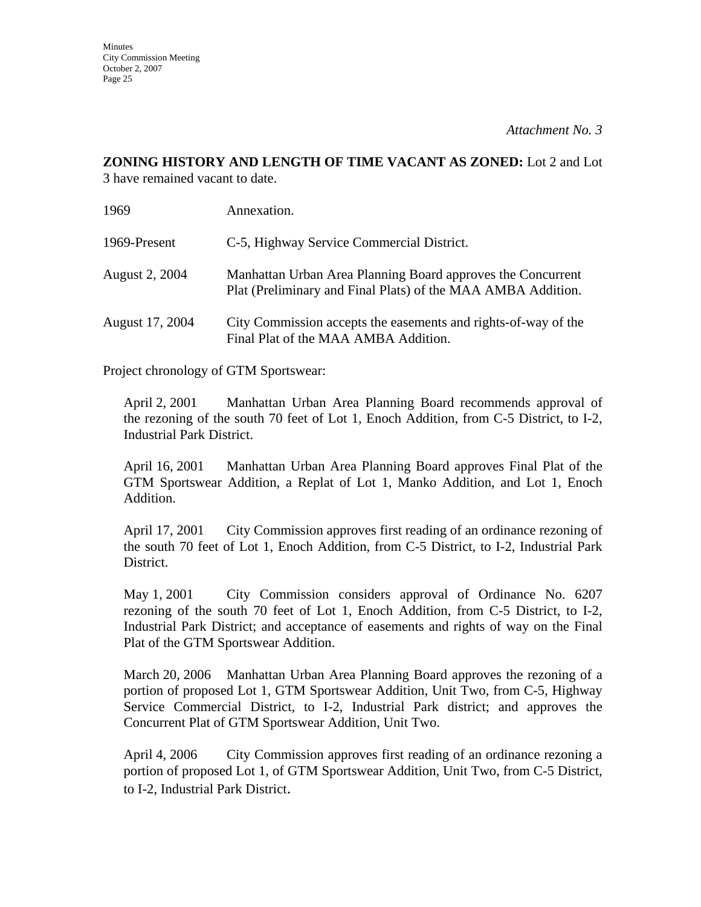*Attachment No. 3*

**ZONING HISTORY AND LENGTH OF TIME VACANT AS ZONED:** Lot 2 and Lot 3 have remained vacant to date.

| | |
|---|---|
| 1969 | Annexation. |
| 1969-Present | C-5, Highway Service Commercial District. |
| August 2, 2004 | Manhattan Urban Area Planning Board approves the Concurrent Plat (Preliminary and Final Plats) of the MAA AMBA Addition. |
| August 17, 2004 | City Commission accepts the easements and rights-of-way of the Final Plat of the MAA AMBA Addition. |

Project chronology of GTM Sportswear:

April 2, 2001 Manhattan Urban Area Planning Board recommends approval of the rezoning of the south 70 feet of Lot 1, Enoch Addition, from C-5 District, to I-2, Industrial Park District.

April 16, 2001 Manhattan Urban Area Planning Board approves Final Plat of the GTM Sportswear Addition, a Replat of Lot 1, Manko Addition, and Lot 1, Enoch Addition.

April 17, 2001 City Commission approves first reading of an ordinance rezoning of the south 70 feet of Lot 1, Enoch Addition, from C-5 District, to I-2, Industrial Park District.

May 1, 2001 City Commission considers approval of Ordinance No. 6207 rezoning of the south 70 feet of Lot 1, Enoch Addition, from C-5 District, to I-2, Industrial Park District; and acceptance of easements and rights of way on the Final Plat of the GTM Sportswear Addition.

March 20, 2006 Manhattan Urban Area Planning Board approves the rezoning of a portion of proposed Lot 1, GTM Sportswear Addition, Unit Two, from C-5, Highway Service Commercial District, to I-2, Industrial Park district; and approves the Concurrent Plat of GTM Sportswear Addition, Unit Two.

April 4, 2006 City Commission approves first reading of an ordinance rezoning a portion of proposed Lot 1, of GTM Sportswear Addition, Unit Two, from C-5 District, to I-2, Industrial Park District.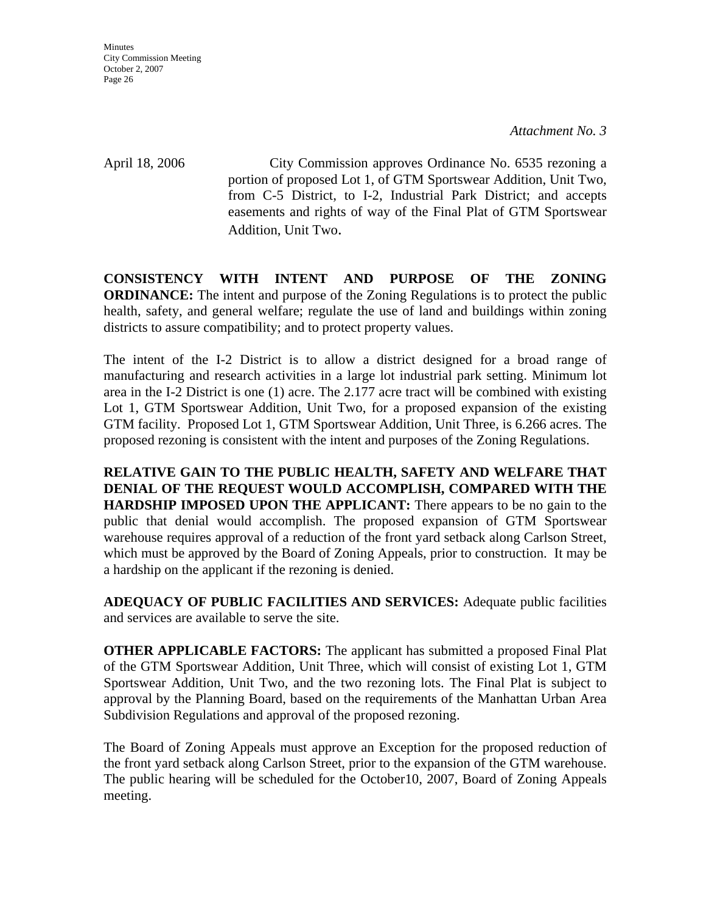*Attachment No. 3*

April 18, 2006 City Commission approves Ordinance No. 6535 rezoning a portion of proposed Lot 1, of GTM Sportswear Addition, Unit Two, from C-5 District, to I-2, Industrial Park District; and accepts easements and rights of way of the Final Plat of GTM Sportswear Addition, Unit Two.

**CONSISTENCY WITH INTENT AND PURPOSE OF THE ZONING ORDINANCE:** The intent and purpose of the Zoning Regulations is to protect the public health, safety, and general welfare; regulate the use of land and buildings within zoning districts to assure compatibility; and to protect property values.

The intent of the I-2 District is to allow a district designed for a broad range of manufacturing and research activities in a large lot industrial park setting. Minimum lot area in the I-2 District is one (1) acre. The 2.177 acre tract will be combined with existing Lot 1, GTM Sportswear Addition, Unit Two, for a proposed expansion of the existing GTM facility. Proposed Lot 1, GTM Sportswear Addition, Unit Three, is 6.266 acres. The proposed rezoning is consistent with the intent and purposes of the Zoning Regulations.

**RELATIVE GAIN TO THE PUBLIC HEALTH, SAFETY AND WELFARE THAT DENIAL OF THE REQUEST WOULD ACCOMPLISH, COMPARED WITH THE HARDSHIP IMPOSED UPON THE APPLICANT:** There appears to be no gain to the public that denial would accomplish. The proposed expansion of GTM Sportswear warehouse requires approval of a reduction of the front yard setback along Carlson Street, which must be approved by the Board of Zoning Appeals, prior to construction. It may be a hardship on the applicant if the rezoning is denied.

**ADEQUACY OF PUBLIC FACILITIES AND SERVICES:** Adequate public facilities and services are available to serve the site.

**OTHER APPLICABLE FACTORS:** The applicant has submitted a proposed Final Plat of the GTM Sportswear Addition, Unit Three, which will consist of existing Lot 1, GTM Sportswear Addition, Unit Two, and the two rezoning lots. The Final Plat is subject to approval by the Planning Board, based on the requirements of the Manhattan Urban Area Subdivision Regulations and approval of the proposed rezoning.

The Board of Zoning Appeals must approve an Exception for the proposed reduction of the front yard setback along Carlson Street, prior to the expansion of the GTM warehouse. The public hearing will be scheduled for the October10, 2007, Board of Zoning Appeals meeting.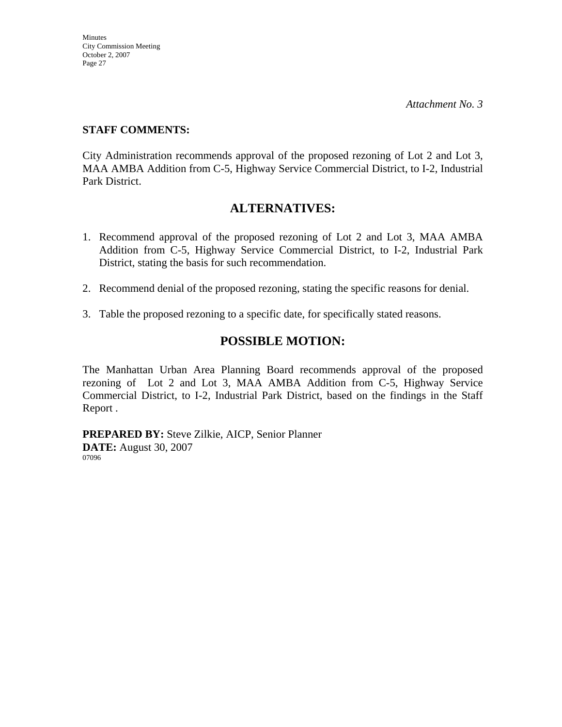*Attachment No. 3*

**STAFF COMMENTS:**

City Administration recommends approval of the proposed rezoning of Lot 2 and Lot 3, MAA AMBA Addition from C-5, Highway Service Commercial District, to I-2, Industrial Park District.

## ALTERNATIVES:

1. Recommend approval of the proposed rezoning of Lot 2 and Lot 3, MAA AMBA Addition from C-5, Highway Service Commercial District, to I-2, Industrial Park District, stating the basis for such recommendation.

2. Recommend denial of the proposed rezoning, stating the specific reasons for denial.

3. Table the proposed rezoning to a specific date, for specifically stated reasons.

## POSSIBLE MOTION:

The Manhattan Urban Area Planning Board recommends approval of the proposed rezoning of Lot 2 and Lot 3, MAA AMBA Addition from C-5, Highway Service Commercial District, to I-2, Industrial Park District, based on the findings in the Staff Report .

**PREPARED BY:** Steve Zilkie, AICP, Senior Planner
**DATE:** August 30, 2007
07096